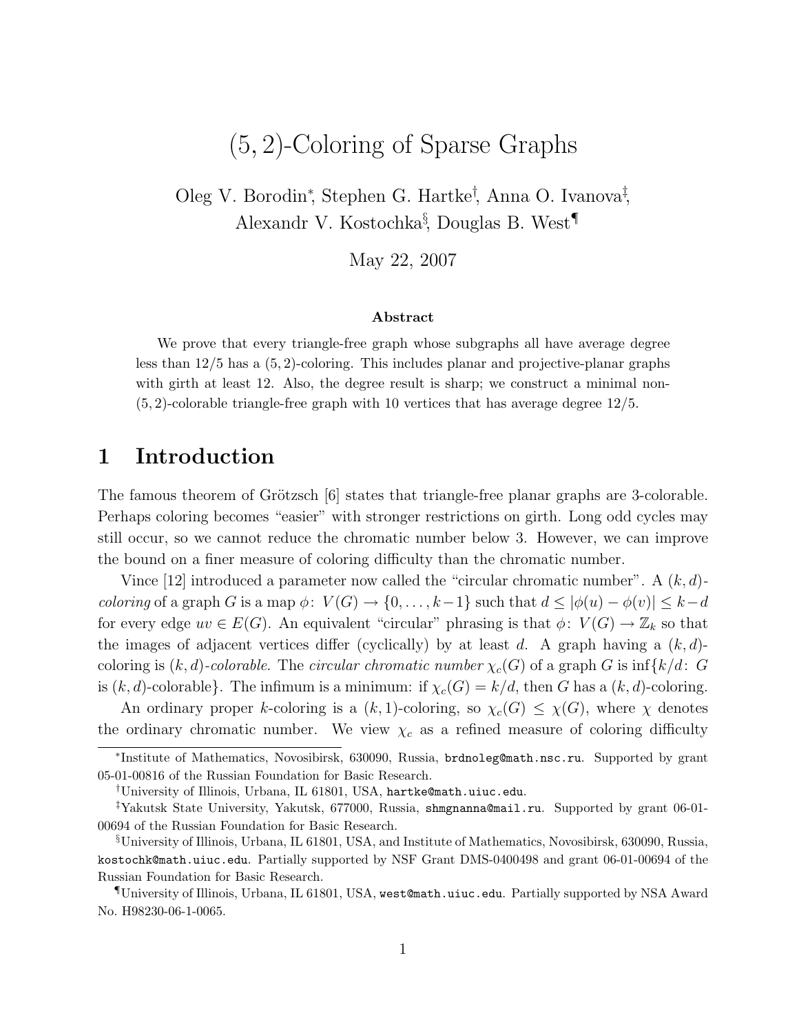# $(5,2)$-Coloring of Sparse Graphs

Oleg V. Borodin[*], Stephen G. Hartke[†], Anna O. Ivanova[‡], Alexandr V. Kostochka[§], Douglas B. West[¶]

May 22, 2007

### Abstract

We prove that every triangle-free graph whose subgraphs all have average degree less than $12/5$ has a $(5,2)$-coloring. This includes planar and projective-planar graphs with girth at least 12. Also, the degree result is sharp; we construct a minimal non-$(5,2)$-colorable triangle-free graph with 10 vertices that has average degree $12/5$.

## 1 Introduction

The famous theorem of Grötzsch [6] states that triangle-free planar graphs are 3-colorable. Perhaps coloring becomes "easier" with stronger restrictions on girth. Long odd cycles may still occur, so we cannot reduce the chromatic number below 3. However, we can improve the bound on a finer measure of coloring difficulty than the chromatic number.

Vince [12] introduced a parameter now called the "circular chromatic number". A $(k,d)$-*coloring* of a graph $G$ is a map $\phi\colon V(G) \to \{0,\ldots,k-1\}$ such that $d \le |\phi(u) - \phi(v)| \le k-d$ for every edge $uv \in E(G)$. An equivalent "circular" phrasing is that $\phi\colon V(G) \to \mathbb{Z}_k$ so that the images of adjacent vertices differ (cyclically) by at least $d$. A graph having a $(k,d)$-coloring is $(k,d)$-*colorable*. The *circular chromatic number* $\chi_c(G)$ of a graph $G$ is $\inf\{k/d\colon G$ is $(k,d)$-colorable$\}$. The infimum is a minimum: if $\chi_c(G) = k/d$, then $G$ has a $(k,d)$-coloring.

An ordinary proper $k$-coloring is a $(k,1)$-coloring, so $\chi_c(G) \le \chi(G)$, where $\chi$ denotes the ordinary chromatic number. We view $\chi_c$ as a refined measure of coloring difficulty

---

[*] Institute of Mathematics, Novosibirsk, 630090, Russia, brdnoleg@math.nsc.ru. Supported by grant 05-01-00816 of the Russian Foundation for Basic Research.

[†] University of Illinois, Urbana, IL 61801, USA, hartke@math.uiuc.edu.

[‡] Yakutsk State University, Yakutsk, 677000, Russia, shmgnanna@mail.ru. Supported by grant 06-01-00694 of the Russian Foundation for Basic Research.

[§] University of Illinois, Urbana, IL 61801, USA, and Institute of Mathematics, Novosibirsk, 630090, Russia, kostochk@math.uiuc.edu. Partially supported by NSF Grant DMS-0400498 and grant 06-01-00694 of the Russian Foundation for Basic Research.

[¶] University of Illinois, Urbana, IL 61801, USA, west@math.uiuc.edu. Partially supported by NSA Award No. H98230-06-1-0065.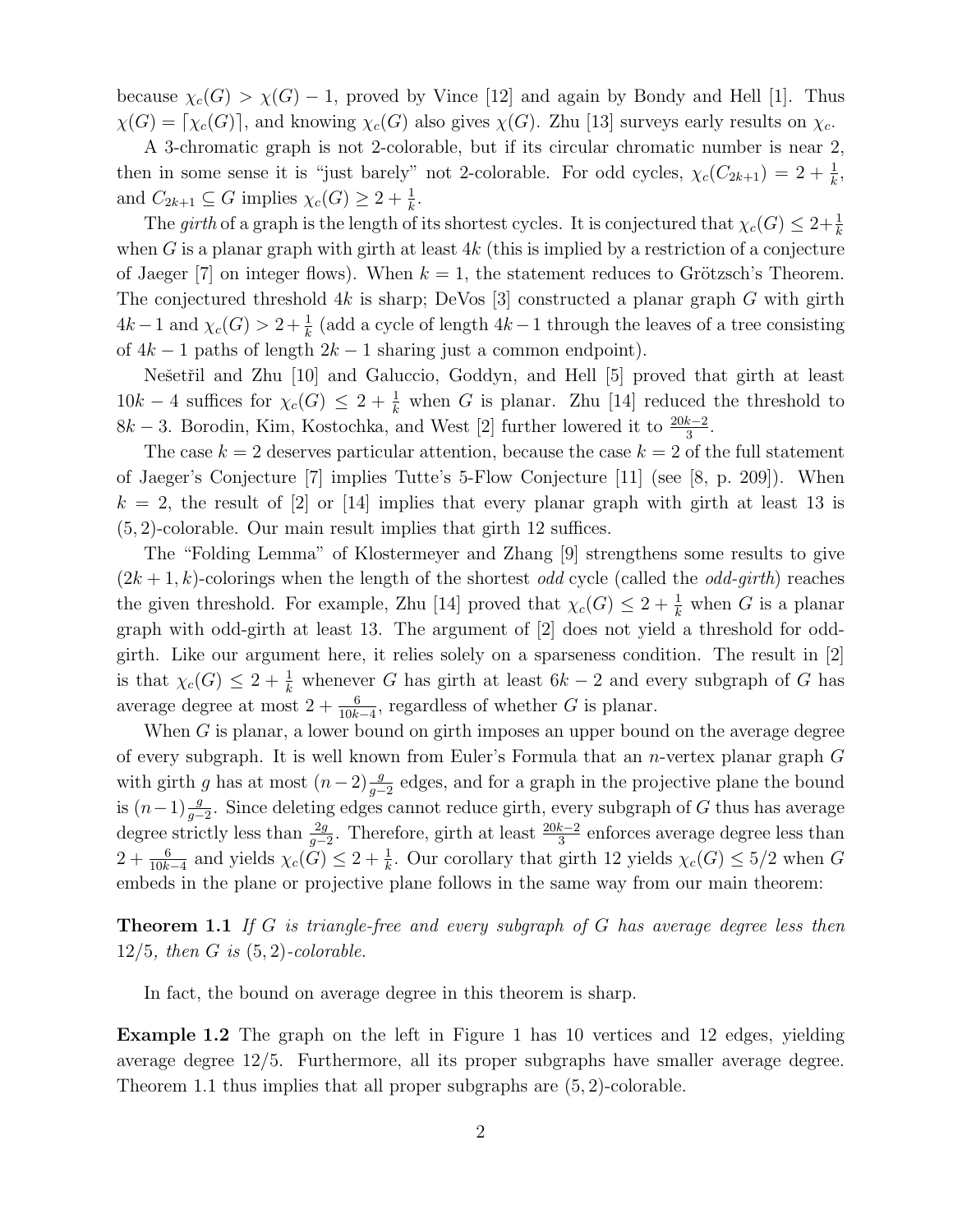because $\chi_c(G) > \chi(G) - 1$, proved by Vince [12] and again by Bondy and Hell [1]. Thus $\chi(G) = \lceil \chi_c(G) \rceil$, and knowing $\chi_c(G)$ also gives $\chi(G)$. Zhu [13] surveys early results on $\chi_c$.

A 3-chromatic graph is not 2-colorable, but if its circular chromatic number is near 2, then in some sense it is "just barely" not 2-colorable. For odd cycles, $\chi_c(C_{2k+1}) = 2 + \frac{1}{k}$, and $C_{2k+1} \subseteq G$ implies $\chi_c(G) \geq 2 + \frac{1}{k}$.

The *girth* of a graph is the length of its shortest cycles. It is conjectured that $\chi_c(G) \leq 2 + \frac{1}{k}$ when $G$ is a planar graph with girth at least $4k$ (this is implied by a restriction of a conjecture of Jaeger [7] on integer flows). When $k = 1$, the statement reduces to Grötzsch's Theorem. The conjectured threshold $4k$ is sharp; DeVos [3] constructed a planar graph $G$ with girth $4k - 1$ and $\chi_c(G) > 2 + \frac{1}{k}$ (add a cycle of length $4k - 1$ through the leaves of a tree consisting of $4k - 1$ paths of length $2k - 1$ sharing just a common endpoint).

Nešetřil and Zhu [10] and Galuccio, Goddyn, and Hell [5] proved that girth at least $10k - 4$ suffices for $\chi_c(G) \leq 2 + \frac{1}{k}$ when $G$ is planar. Zhu [14] reduced the threshold to $8k - 3$. Borodin, Kim, Kostochka, and West [2] further lowered it to $\frac{20k-2}{3}$.

The case $k = 2$ deserves particular attention, because the case $k = 2$ of the full statement of Jaeger's Conjecture [7] implies Tutte's 5-Flow Conjecture [11] (see [8, p. 209]). When $k = 2$, the result of [2] or [14] implies that every planar graph with girth at least 13 is $(5, 2)$-colorable. Our main result implies that girth 12 suffices.

The "Folding Lemma" of Klostermeyer and Zhang [9] strengthens some results to give $(2k + 1, k)$-colorings when the length of the shortest *odd* cycle (called the *odd-girth*) reaches the given threshold. For example, Zhu [14] proved that $\chi_c(G) \leq 2 + \frac{1}{k}$ when $G$ is a planar graph with odd-girth at least 13. The argument of [2] does not yield a threshold for odd-girth. Like our argument here, it relies solely on a sparseness condition. The result in [2] is that $\chi_c(G) \leq 2 + \frac{1}{k}$ whenever $G$ has girth at least $6k - 2$ and every subgraph of $G$ has average degree at most $2 + \frac{6}{10k-4}$, regardless of whether $G$ is planar.

When $G$ is planar, a lower bound on girth imposes an upper bound on the average degree of every subgraph. It is well known from Euler's Formula that an $n$-vertex planar graph $G$ with girth $g$ has at most $(n-2)\frac{g}{g-2}$ edges, and for a graph in the projective plane the bound is $(n-1)\frac{g}{g-2}$. Since deleting edges cannot reduce girth, every subgraph of $G$ thus has average degree strictly less than $\frac{2g}{g-2}$. Therefore, girth at least $\frac{20k-2}{3}$ enforces average degree less than $2 + \frac{6}{10k-4}$ and yields $\chi_c(G) \leq 2 + \frac{1}{k}$. Our corollary that girth 12 yields $\chi_c(G) \leq 5/2$ when $G$ embeds in the plane or projective plane follows in the same way from our main theorem:

**Theorem 1.1** *If $G$ is triangle-free and every subgraph of $G$ has average degree less then $12/5$, then $G$ is $(5, 2)$-colorable.*

In fact, the bound on average degree in this theorem is sharp.

**Example 1.2** The graph on the left in Figure 1 has 10 vertices and 12 edges, yielding average degree $12/5$. Furthermore, all its proper subgraphs have smaller average degree. Theorem 1.1 thus implies that all proper subgraphs are $(5, 2)$-colorable.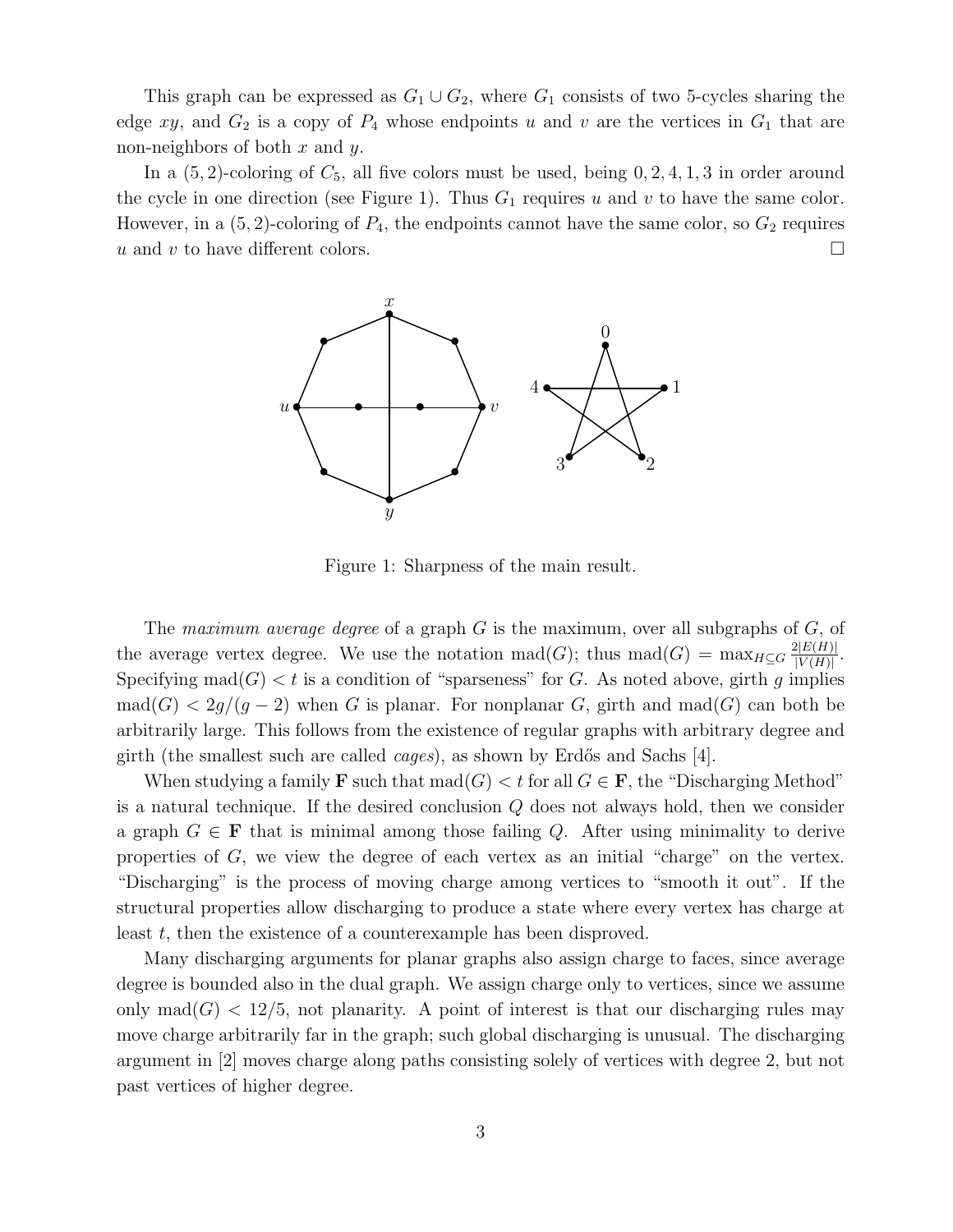This graph can be expressed as $G_1 \cup G_2$, where $G_1$ consists of two 5-cycles sharing the edge $xy$, and $G_2$ is a copy of $P_4$ whose endpoints $u$ and $v$ are the vertices in $G_1$ that are non-neighbors of both $x$ and $y$.

In a $(5,2)$-coloring of $C_5$, all five colors must be used, being $0, 2, 4, 1, 3$ in order around the cycle in one direction (see Figure 1). Thus $G_1$ requires $u$ and $v$ to have the same color. However, in a $(5,2)$-coloring of $P_4$, the endpoints cannot have the same color, so $G_2$ requires $u$ and $v$ to have different colors. $\square$

Figure 1: Sharpness of the main result.

The *maximum average degree* of a graph $G$ is the maximum, over all subgraphs of $G$, of the average vertex degree. We use the notation $\text{mad}(G)$; thus $\text{mad}(G) = \max_{H \subseteq G} \frac{2|E(H)|}{|V(H)|}$. Specifying $\text{mad}(G) < t$ is a condition of "sparseness" for $G$. As noted above, girth $g$ implies $\text{mad}(G) < 2g/(g-2)$ when $G$ is planar. For nonplanar $G$, girth and $\text{mad}(G)$ can both be arbitrarily large. This follows from the existence of regular graphs with arbitrary degree and girth (the smallest such are called *cages*), as shown by Erdős and Sachs [4].

When studying a family $\mathbf{F}$ such that $\text{mad}(G) < t$ for all $G \in \mathbf{F}$, the "Discharging Method" is a natural technique. If the desired conclusion $Q$ does not always hold, then we consider a graph $G \in \mathbf{F}$ that is minimal among those failing $Q$. After using minimality to derive properties of $G$, we view the degree of each vertex as an initial "charge" on the vertex. "Discharging" is the process of moving charge among vertices to "smooth it out". If the structural properties allow discharging to produce a state where every vertex has charge at least $t$, then the existence of a counterexample has been disproved.

Many discharging arguments for planar graphs also assign charge to faces, since average degree is bounded also in the dual graph. We assign charge only to vertices, since we assume only $\text{mad}(G) < 12/5$, not planarity. A point of interest is that our discharging rules may move charge arbitrarily far in the graph; such global discharging is unusual. The discharging argument in [2] moves charge along paths consisting solely of vertices with degree 2, but not past vertices of higher degree.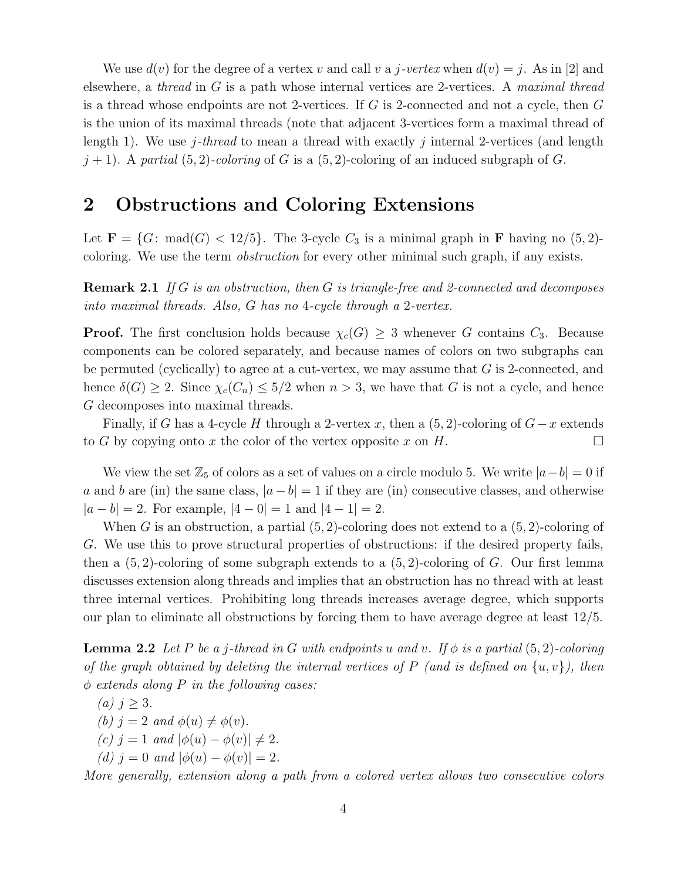We use $d(v)$ for the degree of a vertex $v$ and call $v$ a *$j$-vertex* when $d(v) = j$. As in [2] and elsewhere, a *thread* in $G$ is a path whose internal vertices are 2-vertices. A *maximal thread* is a thread whose endpoints are not 2-vertices. If $G$ is 2-connected and not a cycle, then $G$ is the union of its maximal threads (note that adjacent 3-vertices form a maximal thread of length 1). We use *$j$-thread* to mean a thread with exactly $j$ internal 2-vertices (and length $j+1$). A *partial* $(5,2)$*-coloring* of $G$ is a $(5,2)$-coloring of an induced subgraph of $G$.

## 2 Obstructions and Coloring Extensions

Let $\mathbf{F} = \{G\colon \operatorname{mad}(G) < 12/5\}$. The 3-cycle $C_3$ is a minimal graph in $\mathbf{F}$ having no $(5,2)$-coloring. We use the term *obstruction* for every other minimal such graph, if any exists.

**Remark 2.1** *If $G$ is an obstruction, then $G$ is triangle-free and 2-connected and decomposes into maximal threads. Also, $G$ has no 4-cycle through a 2-vertex.*

**Proof.** The first conclusion holds because $\chi_c(G) \geq 3$ whenever $G$ contains $C_3$. Because components can be colored separately, and because names of colors on two subgraphs can be permuted (cyclically) to agree at a cut-vertex, we may assume that $G$ is 2-connected, and hence $\delta(G) \geq 2$. Since $\chi_c(C_n) \leq 5/2$ when $n > 3$, we have that $G$ is not a cycle, and hence $G$ decomposes into maximal threads.

Finally, if $G$ has a 4-cycle $H$ through a 2-vertex $x$, then a $(5,2)$-coloring of $G - x$ extends to $G$ by copying onto $x$ the color of the vertex opposite $x$ on $H$. $\square$

We view the set $\mathbb{Z}_5$ of colors as a set of values on a circle modulo 5. We write $|a-b| = 0$ if $a$ and $b$ are (in) the same class, $|a-b| = 1$ if they are (in) consecutive classes, and otherwise $|a-b| = 2$. For example, $|4-0| = 1$ and $|4-1| = 2$.

When $G$ is an obstruction, a partial $(5,2)$-coloring does not extend to a $(5,2)$-coloring of $G$. We use this to prove structural properties of obstructions: if the desired property fails, then a $(5,2)$-coloring of some subgraph extends to a $(5,2)$-coloring of $G$. Our first lemma discusses extension along threads and implies that an obstruction has no thread with at least three internal vertices. Prohibiting long threads increases average degree, which supports our plan to eliminate all obstructions by forcing them to have average degree at least $12/5$.

**Lemma 2.2** *Let $P$ be a $j$-thread in $G$ with endpoints $u$ and $v$. If $\phi$ is a partial $(5,2)$-coloring of the graph obtained by deleting the internal vertices of $P$ (and is defined on $\{u,v\}$), then $\phi$ extends along $P$ in the following cases:*

*(a) $j \geq 3$.*
*(b) $j = 2$ and $\phi(u) \neq \phi(v)$.*
*(c) $j = 1$ and $|\phi(u) - \phi(v)| \neq 2$.*
*(d) $j = 0$ and $|\phi(u) - \phi(v)| = 2$.*

*More generally, extension along a path from a colored vertex allows two consecutive colors*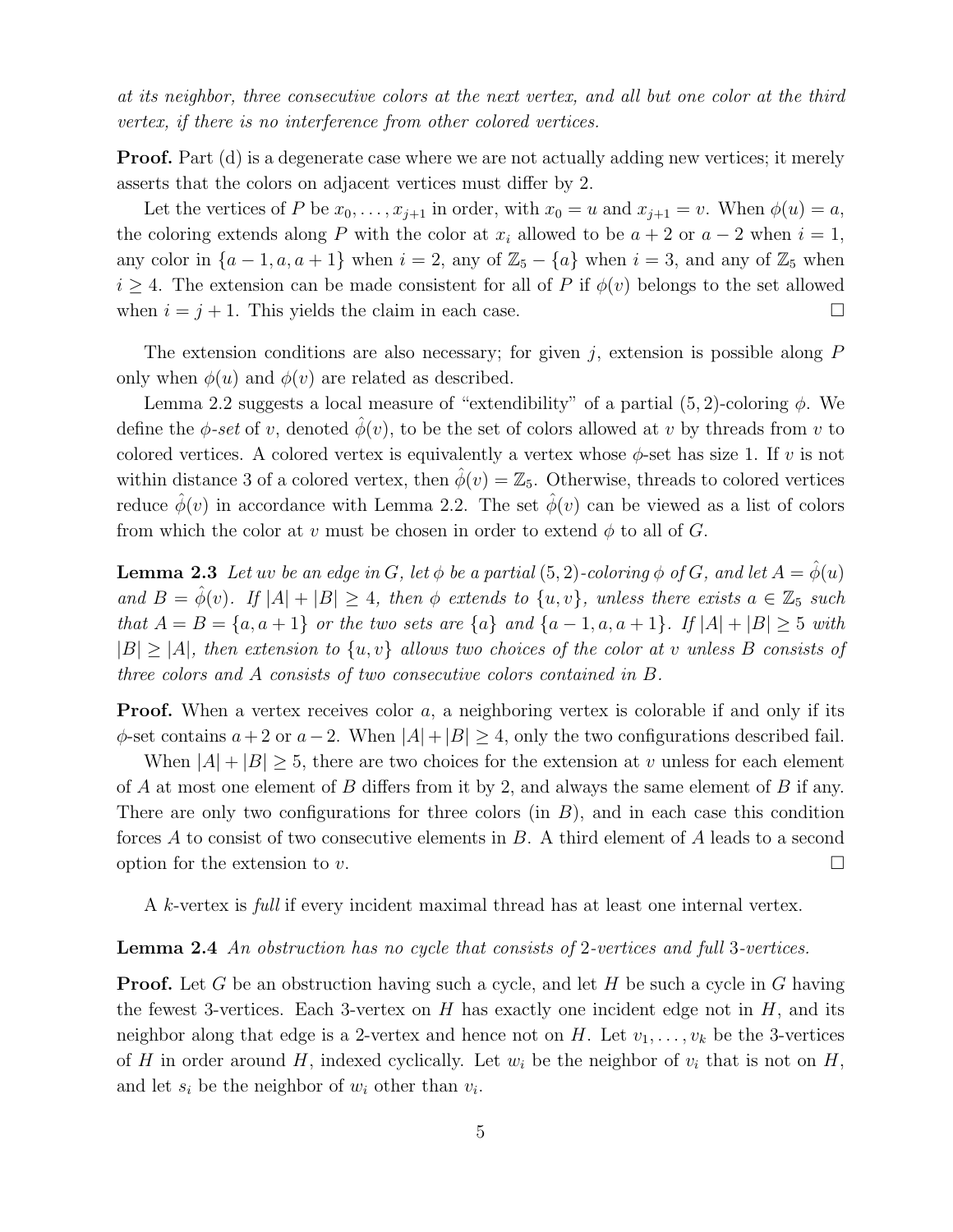*at its neighbor, three consecutive colors at the next vertex, and all but one color at the third vertex, if there is no interference from other colored vertices.*

**Proof.** Part (d) is a degenerate case where we are not actually adding new vertices; it merely asserts that the colors on adjacent vertices must differ by 2.

Let the vertices of $P$ be $x_0, \ldots, x_{j+1}$ in order, with $x_0 = u$ and $x_{j+1} = v$. When $\phi(u) = a$, the coloring extends along $P$ with the color at $x_i$ allowed to be $a+2$ or $a-2$ when $i = 1$, any color in $\{a-1, a, a+1\}$ when $i = 2$, any of $\mathbb{Z}_5 - \{a\}$ when $i = 3$, and any of $\mathbb{Z}_5$ when $i \geq 4$. The extension can be made consistent for all of $P$ if $\phi(v)$ belongs to the set allowed when $i = j+1$. This yields the claim in each case. $\square$

The extension conditions are also necessary; for given $j$, extension is possible along $P$ only when $\phi(u)$ and $\phi(v)$ are related as described.

Lemma 2.2 suggests a local measure of "extendibility" of a partial $(5,2)$-coloring $\phi$. We define the *$\phi$-set* of $v$, denoted $\hat{\phi}(v)$, to be the set of colors allowed at $v$ by threads from $v$ to colored vertices. A colored vertex is equivalently a vertex whose $\phi$-set has size 1. If $v$ is not within distance 3 of a colored vertex, then $\hat{\phi}(v) = \mathbb{Z}_5$. Otherwise, threads to colored vertices reduce $\hat{\phi}(v)$ in accordance with Lemma 2.2. The set $\hat{\phi}(v)$ can be viewed as a list of colors from which the color at $v$ must be chosen in order to extend $\phi$ to all of $G$.

**Lemma 2.3** *Let $uv$ be an edge in $G$, let $\phi$ be a partial $(5,2)$-coloring $\phi$ of $G$, and let $A = \hat{\phi}(u)$ and $B = \hat{\phi}(v)$. If $|A| + |B| \geq 4$, then $\phi$ extends to $\{u, v\}$, unless there exists $a \in \mathbb{Z}_5$ such that $A = B = \{a, a+1\}$ or the two sets are $\{a\}$ and $\{a-1, a, a+1\}$. If $|A| + |B| \geq 5$ with $|B| \geq |A|$, then extension to $\{u, v\}$ allows two choices of the color at $v$ unless $B$ consists of three colors and $A$ consists of two consecutive colors contained in $B$.*

**Proof.** When a vertex receives color $a$, a neighboring vertex is colorable if and only if its $\phi$-set contains $a+2$ or $a-2$. When $|A| + |B| \geq 4$, only the two configurations described fail.

When $|A| + |B| \geq 5$, there are two choices for the extension at $v$ unless for each element of $A$ at most one element of $B$ differs from it by 2, and always the same element of $B$ if any. There are only two configurations for three colors (in $B$), and in each case this condition forces $A$ to consist of two consecutive elements in $B$. A third element of $A$ leads to a second option for the extension to $v$. $\square$

A $k$-vertex is *full* if every incident maximal thread has at least one internal vertex.

**Lemma 2.4** *An obstruction has no cycle that consists of 2-vertices and full 3-vertices.*

**Proof.** Let $G$ be an obstruction having such a cycle, and let $H$ be such a cycle in $G$ having the fewest 3-vertices. Each 3-vertex on $H$ has exactly one incident edge not in $H$, and its neighbor along that edge is a 2-vertex and hence not on $H$. Let $v_1, \ldots, v_k$ be the 3-vertices of $H$ in order around $H$, indexed cyclically. Let $w_i$ be the neighbor of $v_i$ that is not on $H$, and let $s_i$ be the neighbor of $w_i$ other than $v_i$.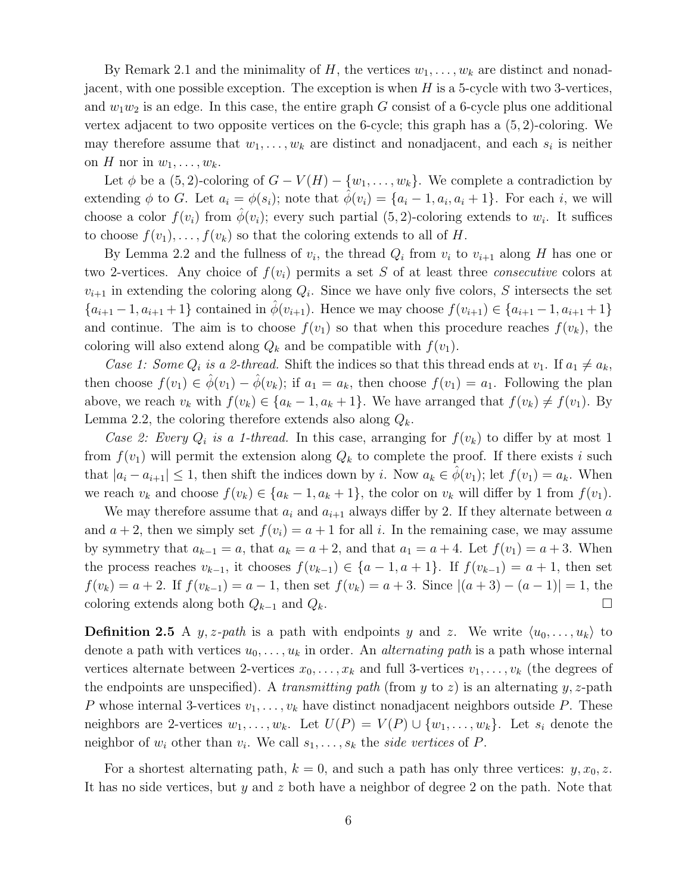By Remark 2.1 and the minimality of $H$, the vertices $w_1, \ldots, w_k$ are distinct and nonadjacent, with one possible exception. The exception is when $H$ is a 5-cycle with two 3-vertices, and $w_1w_2$ is an edge. In this case, the entire graph $G$ consist of a 6-cycle plus one additional vertex adjacent to two opposite vertices on the 6-cycle; this graph has a $(5,2)$-coloring. We may therefore assume that $w_1, \ldots, w_k$ are distinct and nonadjacent, and each $s_i$ is neither on $H$ nor in $w_1, \ldots, w_k$.

Let $\phi$ be a $(5,2)$-coloring of $G - V(H) - \{w_1, \ldots, w_k\}$. We complete a contradiction by extending $\phi$ to $G$. Let $a_i = \phi(s_i)$; note that $\hat{\phi}(v_i) = \{a_i - 1, a_i, a_i + 1\}$. For each $i$, we will choose a color $f(v_i)$ from $\hat{\phi}(v_i)$; every such partial $(5,2)$-coloring extends to $w_i$. It suffices to choose $f(v_1), \ldots, f(v_k)$ so that the coloring extends to all of $H$.

By Lemma 2.2 and the fullness of $v_i$, the thread $Q_i$ from $v_i$ to $v_{i+1}$ along $H$ has one or two 2-vertices. Any choice of $f(v_i)$ permits a set $S$ of at least three *consecutive* colors at $v_{i+1}$ in extending the coloring along $Q_i$. Since we have only five colors, $S$ intersects the set $\{a_{i+1} - 1, a_{i+1} + 1\}$ contained in $\hat{\phi}(v_{i+1})$. Hence we may choose $f(v_{i+1}) \in \{a_{i+1} - 1, a_{i+1} + 1\}$ and continue. The aim is to choose $f(v_1)$ so that when this procedure reaches $f(v_k)$, the coloring will also extend along $Q_k$ and be compatible with $f(v_1)$.

*Case 1: Some $Q_i$ is a 2-thread.* Shift the indices so that this thread ends at $v_1$. If $a_1 \neq a_k$, then choose $f(v_1) \in \hat{\phi}(v_1) - \hat{\phi}(v_k)$; if $a_1 = a_k$, then choose $f(v_1) = a_1$. Following the plan above, we reach $v_k$ with $f(v_k) \in \{a_k - 1, a_k + 1\}$. We have arranged that $f(v_k) \neq f(v_1)$. By Lemma 2.2, the coloring therefore extends also along $Q_k$.

*Case 2: Every $Q_i$ is a 1-thread.* In this case, arranging for $f(v_k)$ to differ by at most 1 from $f(v_1)$ will permit the extension along $Q_k$ to complete the proof. If there exists $i$ such that $|a_i - a_{i+1}| \leq 1$, then shift the indices down by $i$. Now $a_k \in \hat{\phi}(v_1)$; let $f(v_1) = a_k$. When we reach $v_k$ and choose $f(v_k) \in \{a_k - 1, a_k + 1\}$, the color on $v_k$ will differ by 1 from $f(v_1)$.

We may therefore assume that $a_i$ and $a_{i+1}$ always differ by 2. If they alternate between $a$ and $a+2$, then we simply set $f(v_i) = a+1$ for all $i$. In the remaining case, we may assume by symmetry that $a_{k-1} = a$, that $a_k = a+2$, and that $a_1 = a+4$. Let $f(v_1) = a+3$. When the process reaches $v_{k-1}$, it chooses $f(v_{k-1}) \in \{a-1, a+1\}$. If $f(v_{k-1}) = a+1$, then set $f(v_k) = a+2$. If $f(v_{k-1}) = a-1$, then set $f(v_k) = a+3$. Since $|(a+3) - (a-1)| = 1$, the coloring extends along both $Q_{k-1}$ and $Q_k$. □

**Definition 2.5** A *$y,z$-path* is a path with endpoints $y$ and $z$. We write $\langle u_0, \ldots, u_k \rangle$ to denote a path with vertices $u_0, \ldots, u_k$ in order. An *alternating path* is a path whose internal vertices alternate between 2-vertices $x_0, \ldots, x_k$ and full 3-vertices $v_1, \ldots, v_k$ (the degrees of the endpoints are unspecified). A *transmitting path* (from $y$ to $z$) is an alternating $y,z$-path $P$ whose internal 3-vertices $v_1, \ldots, v_k$ have distinct nonadjacent neighbors outside $P$. These neighbors are 2-vertices $w_1, \ldots, w_k$. Let $U(P) = V(P) \cup \{w_1, \ldots, w_k\}$. Let $s_i$ denote the neighbor of $w_i$ other than $v_i$. We call $s_1, \ldots, s_k$ the *side vertices* of $P$.

For a shortest alternating path, $k = 0$, and such a path has only three vertices: $y, x_0, z$. It has no side vertices, but $y$ and $z$ both have a neighbor of degree 2 on the path. Note that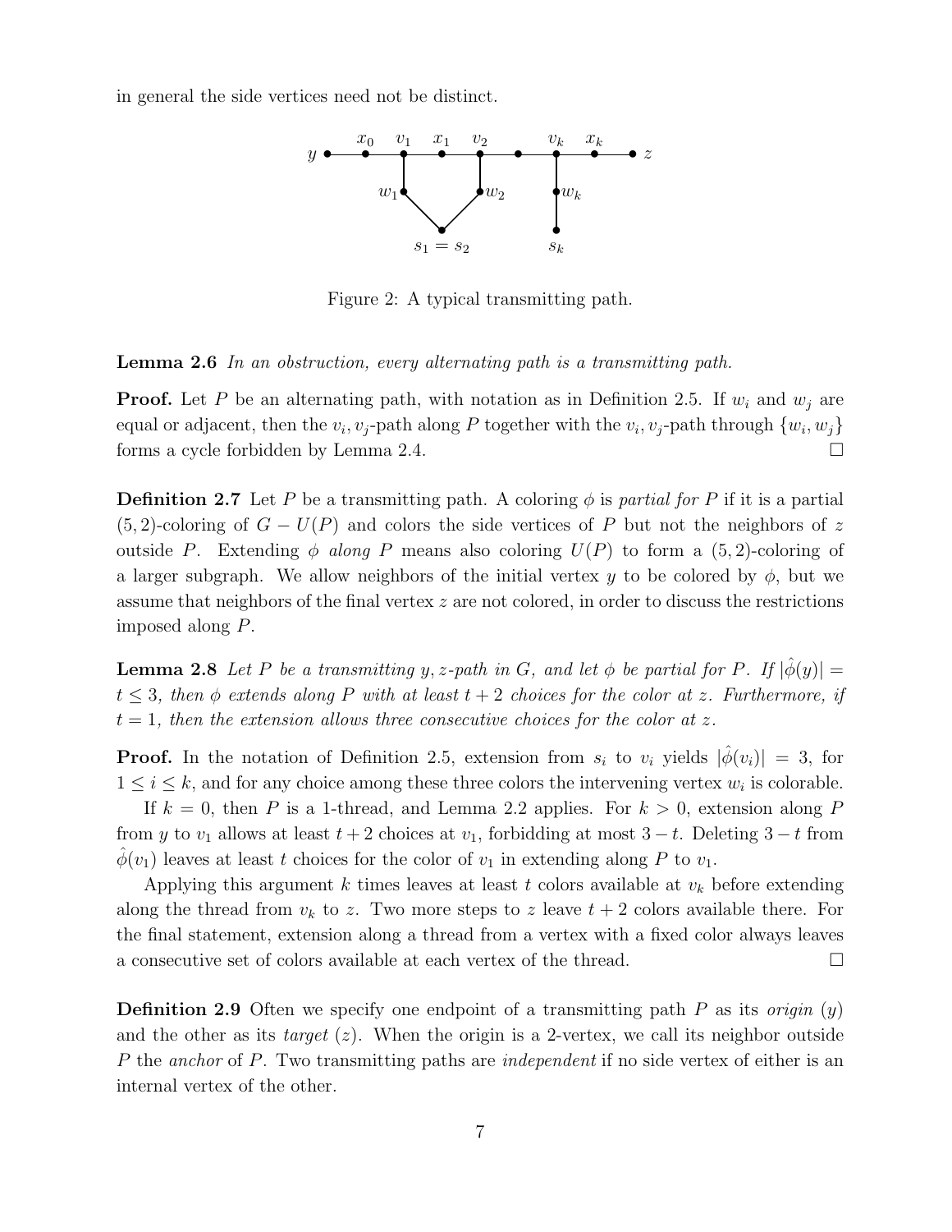in general the side vertices need not be distinct.

Figure 2: A typical transmitting path.

**Lemma 2.6** *In an obstruction, every alternating path is a transmitting path.*

**Proof.** Let $P$ be an alternating path, with notation as in Definition 2.5. If $w_i$ and $w_j$ are equal or adjacent, then the $v_i, v_j$-path along $P$ together with the $v_i, v_j$-path through $\{w_i, w_j\}$ forms a cycle forbidden by Lemma 2.4. □

**Definition 2.7** Let $P$ be a transmitting path. A coloring $\phi$ is *partial for $P$* if it is a partial $(5, 2)$-coloring of $G - U(P)$ and colors the side vertices of $P$ but not the neighbors of $z$ outside $P$. Extending $\phi$ *along* $P$ means also coloring $U(P)$ to form a $(5, 2)$-coloring of a larger subgraph. We allow neighbors of the initial vertex $y$ to be colored by $\phi$, but we assume that neighbors of the final vertex $z$ are not colored, in order to discuss the restrictions imposed along $P$.

**Lemma 2.8** *Let $P$ be a transmitting $y, z$-path in $G$, and let $\phi$ be partial for $P$. If $|\hat{\phi}(y)| = t \leq 3$, then $\phi$ extends along $P$ with at least $t + 2$ choices for the color at $z$. Furthermore, if $t = 1$, then the extension allows three consecutive choices for the color at $z$.*

**Proof.** In the notation of Definition 2.5, extension from $s_i$ to $v_i$ yields $|\hat{\phi}(v_i)| = 3$, for $1 \leq i \leq k$, and for any choice among these three colors the intervening vertex $w_i$ is colorable.

If $k = 0$, then $P$ is a 1-thread, and Lemma 2.2 applies. For $k > 0$, extension along $P$ from $y$ to $v_1$ allows at least $t + 2$ choices at $v_1$, forbidding at most $3 - t$. Deleting $3 - t$ from $\hat{\phi}(v_1)$ leaves at least $t$ choices for the color of $v_1$ in extending along $P$ to $v_1$.

Applying this argument $k$ times leaves at least $t$ colors available at $v_k$ before extending along the thread from $v_k$ to $z$. Two more steps to $z$ leave $t + 2$ colors available there. For the final statement, extension along a thread from a vertex with a fixed color always leaves a consecutive set of colors available at each vertex of the thread. □

**Definition 2.9** Often we specify one endpoint of a transmitting path $P$ as its *origin* ($y$) and the other as its *target* ($z$). When the origin is a 2-vertex, we call its neighbor outside $P$ the *anchor* of $P$. Two transmitting paths are *independent* if no side vertex of either is an internal vertex of the other.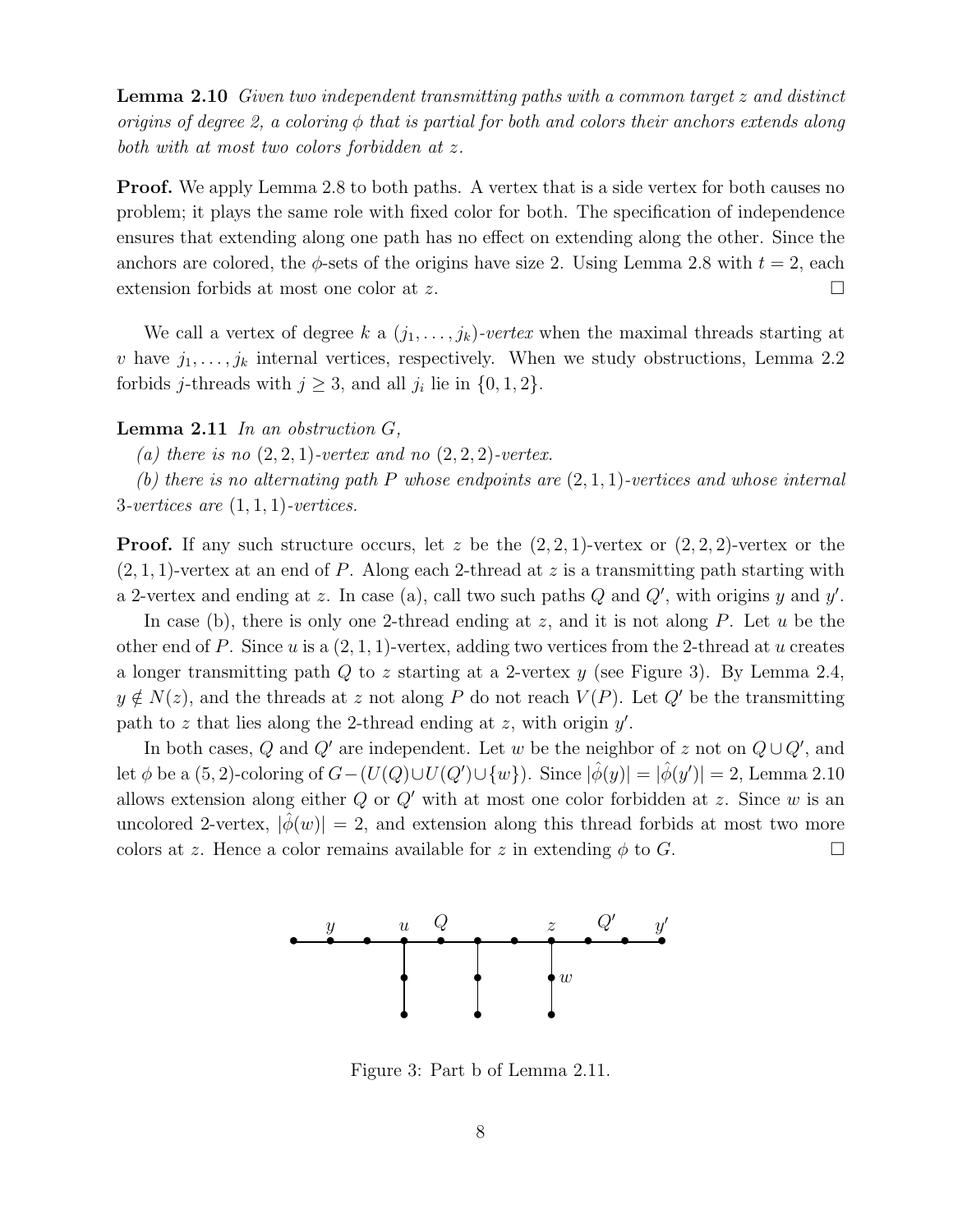**Lemma 2.10** *Given two independent transmitting paths with a common target $z$ and distinct origins of degree 2, a coloring $\phi$ that is partial for both and colors their anchors extends along both with at most two colors forbidden at $z$.*

**Proof.** We apply Lemma 2.8 to both paths. A vertex that is a side vertex for both causes no problem; it plays the same role with fixed color for both. The specification of independence ensures that extending along one path has no effect on extending along the other. Since the anchors are colored, the $\phi$-sets of the origins have size 2. Using Lemma 2.8 with $t = 2$, each extension forbids at most one color at $z$. □

We call a vertex of degree $k$ a $(j_1, \ldots, j_k)$-*vertex* when the maximal threads starting at $v$ have $j_1, \ldots, j_k$ internal vertices, respectively. When we study obstructions, Lemma 2.2 forbids $j$-threads with $j \geq 3$, and all $j_i$ lie in $\{0, 1, 2\}$.

**Lemma 2.11** *In an obstruction $G$,*

*(a) there is no $(2, 2, 1)$-vertex and no $(2, 2, 2)$-vertex.*

*(b) there is no alternating path $P$ whose endpoints are $(2, 1, 1)$-vertices and whose internal 3-vertices are $(1, 1, 1)$-vertices.*

**Proof.** If any such structure occurs, let $z$ be the $(2, 2, 1)$-vertex or $(2, 2, 2)$-vertex or the $(2, 1, 1)$-vertex at an end of $P$. Along each 2-thread at $z$ is a transmitting path starting with a 2-vertex and ending at $z$. In case (a), call two such paths $Q$ and $Q'$, with origins $y$ and $y'$.

In case (b), there is only one 2-thread ending at $z$, and it is not along $P$. Let $u$ be the other end of $P$. Since $u$ is a $(2, 1, 1)$-vertex, adding two vertices from the 2-thread at $u$ creates a longer transmitting path $Q$ to $z$ starting at a 2-vertex $y$ (see Figure 3). By Lemma 2.4, $y \notin N(z)$, and the threads at $z$ not along $P$ do not reach $V(P)$. Let $Q'$ be the transmitting path to $z$ that lies along the 2-thread ending at $z$, with origin $y'$.

In both cases, $Q$ and $Q'$ are independent. Let $w$ be the neighbor of $z$ not on $Q \cup Q'$, and let $\phi$ be a $(5, 2)$-coloring of $G - (U(Q) \cup U(Q') \cup \{w\})$. Since $|\hat{\phi}(y)| = |\hat{\phi}(y')| = 2$, Lemma 2.10 allows extension along either $Q$ or $Q'$ with at most one color forbidden at $z$. Since $w$ is an uncolored 2-vertex, $|\hat{\phi}(w)| = 2$, and extension along this thread forbids at most two more colors at $z$. Hence a color remains available for $z$ in extending $\phi$ to $G$. □

Figure 3: Part b of Lemma 2.11.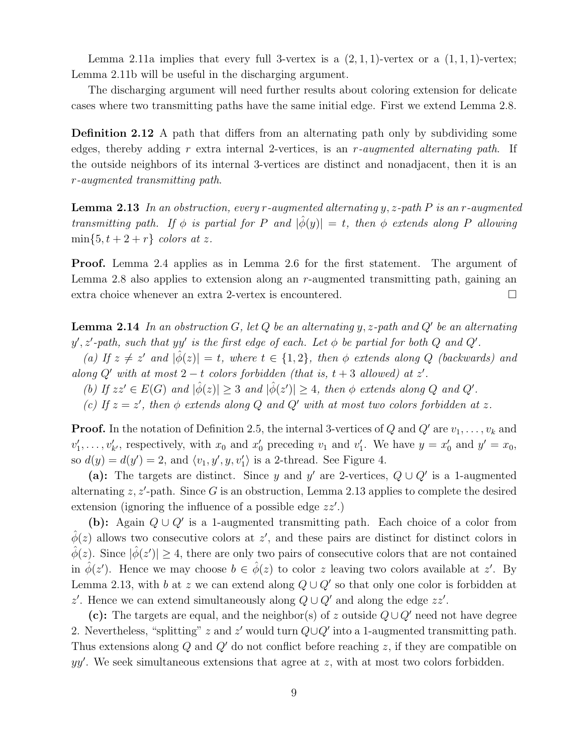Lemma 2.11a implies that every full 3-vertex is a $(2,1,1)$-vertex or a $(1,1,1)$-vertex; Lemma 2.11b will be useful in the discharging argument.

The discharging argument will need further results about coloring extension for delicate cases where two transmitting paths have the same initial edge. First we extend Lemma 2.8.

**Definition 2.12** A path that differs from an alternating path only by subdividing some edges, thereby adding $r$ extra internal 2-vertices, is an *$r$-augmented alternating path*. If the outside neighbors of its internal 3-vertices are distinct and nonadjacent, then it is an *$r$-augmented transmitting path*.

**Lemma 2.13** *In an obstruction, every $r$-augmented alternating $y,z$-path $P$ is an $r$-augmented transmitting path. If $\phi$ is partial for $P$ and $|\hat{\phi}(y)| = t$, then $\phi$ extends along $P$ allowing $\min\{5, t+2+r\}$ colors at $z$.*

**Proof.** Lemma 2.4 applies as in Lemma 2.6 for the first statement. The argument of Lemma 2.8 also applies to extension along an $r$-augmented transmitting path, gaining an extra choice whenever an extra 2-vertex is encountered. $\square$

**Lemma 2.14** *In an obstruction $G$, let $Q$ be an alternating $y,z$-path and $Q'$ be an alternating $y',z'$-path, such that $yy'$ is the first edge of each. Let $\phi$ be partial for both $Q$ and $Q'$.*

*(a) If $z \neq z'$ and $|\hat{\phi}(z)| = t$, where $t \in \{1,2\}$, then $\phi$ extends along $Q$ (backwards) and along $Q'$ with at most $2-t$ colors forbidden (that is, $t+3$ allowed) at $z'$.*

*(b) If $zz' \in E(G)$ and $|\hat{\phi}(z)| \geq 3$ and $|\hat{\phi}(z')| \geq 4$, then $\phi$ extends along $Q$ and $Q'$.*

*(c) If $z = z'$, then $\phi$ extends along $Q$ and $Q'$ with at most two colors forbidden at $z$.*

**Proof.** In the notation of Definition 2.5, the internal 3-vertices of $Q$ and $Q'$ are $v_1, \ldots, v_k$ and $v'_1, \ldots, v'_{k'}$, respectively, with $x_0$ and $x'_0$ preceding $v_1$ and $v'_1$. We have $y = x'_0$ and $y' = x_0$, so $d(y) = d(y') = 2$, and $\langle v_1, y', y, v'_1 \rangle$ is a 2-thread. See Figure 4.

**(a):** The targets are distinct. Since $y$ and $y'$ are 2-vertices, $Q \cup Q'$ is a 1-augmented alternating $z,z'$-path. Since $G$ is an obstruction, Lemma 2.13 applies to complete the desired extension (ignoring the influence of a possible edge $zz'$.)

**(b):** Again $Q \cup Q'$ is a 1-augmented transmitting path. Each choice of a color from $\hat{\phi}(z)$ allows two consecutive colors at $z'$, and these pairs are distinct for distinct colors in $\hat{\phi}(z)$. Since $|\hat{\phi}(z')| \geq 4$, there are only two pairs of consecutive colors that are not contained in $\hat{\phi}(z')$. Hence we may choose $b \in \hat{\phi}(z)$ to color $z$ leaving two colors available at $z'$. By Lemma 2.13, with $b$ at $z$ we can extend along $Q \cup Q'$ so that only one color is forbidden at $z'$. Hence we can extend simultaneously along $Q \cup Q'$ and along the edge $zz'$.

**(c):** The targets are equal, and the neighbor(s) of $z$ outside $Q \cup Q'$ need not have degree 2. Nevertheless, "splitting" $z$ and $z'$ would turn $Q \cup Q'$ into a 1-augmented transmitting path. Thus extensions along $Q$ and $Q'$ do not conflict before reaching $z$, if they are compatible on $yy'$. We seek simultaneous extensions that agree at $z$, with at most two colors forbidden.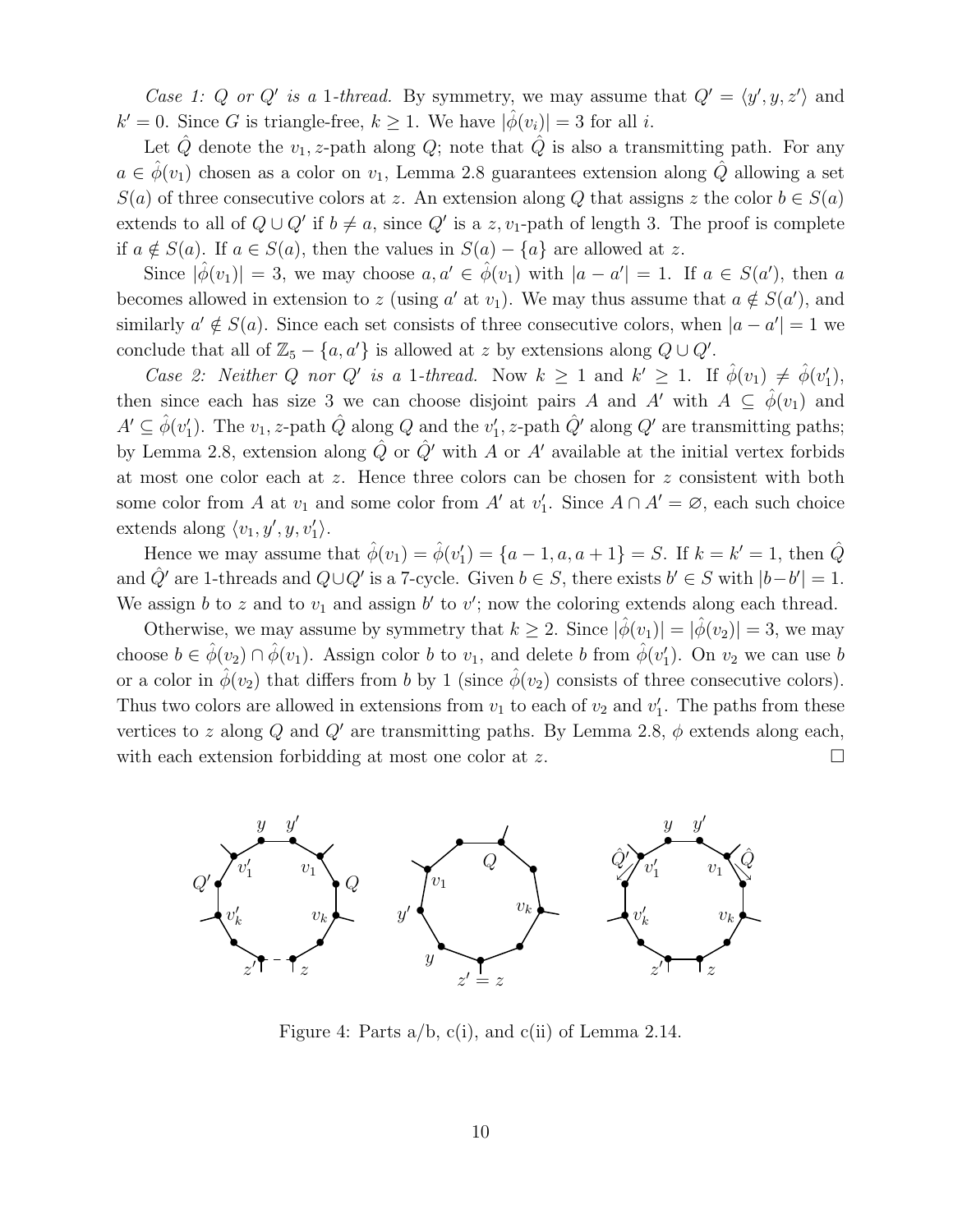*Case 1: $Q$ or $Q'$ is a 1-thread.* By symmetry, we may assume that $Q' = \langle y', y, z' \rangle$ and $k' = 0$. Since $G$ is triangle-free, $k \geq 1$. We have $|\hat{\phi}(v_i)| = 3$ for all $i$.

Let $\hat{Q}$ denote the $v_1, z$-path along $Q$; note that $\hat{Q}$ is also a transmitting path. For any $a \in \hat{\phi}(v_1)$ chosen as a color on $v_1$, Lemma 2.8 guarantees extension along $\hat{Q}$ allowing a set $S(a)$ of three consecutive colors at $z$. An extension along $Q$ that assigns $z$ the color $b \in S(a)$ extends to all of $Q \cup Q'$ if $b \neq a$, since $Q'$ is a $z, v_1$-path of length 3. The proof is complete if $a \notin S(a)$. If $a \in S(a)$, then the values in $S(a) - \{a\}$ are allowed at $z$.

Since $|\hat{\phi}(v_1)| = 3$, we may choose $a, a' \in \hat{\phi}(v_1)$ with $|a - a'| = 1$. If $a \in S(a')$, then $a$ becomes allowed in extension to $z$ (using $a'$ at $v_1$). We may thus assume that $a \notin S(a')$, and similarly $a' \notin S(a)$. Since each set consists of three consecutive colors, when $|a - a'| = 1$ we conclude that all of $\mathbb{Z}_5 - \{a, a'\}$ is allowed at $z$ by extensions along $Q \cup Q'$.

*Case 2: Neither $Q$ nor $Q'$ is a 1-thread.* Now $k \geq 1$ and $k' \geq 1$. If $\hat{\phi}(v_1) \neq \hat{\phi}(v_1')$, then since each has size 3 we can choose disjoint pairs $A$ and $A'$ with $A \subseteq \hat{\phi}(v_1)$ and $A' \subseteq \hat{\phi}(v_1')$. The $v_1, z$-path $\hat{Q}$ along $Q$ and the $v_1', z$-path $\hat{Q}'$ along $Q'$ are transmitting paths; by Lemma 2.8, extension along $\hat{Q}$ or $\hat{Q}'$ with $A$ or $A'$ available at the initial vertex forbids at most one color each at $z$. Hence three colors can be chosen for $z$ consistent with both some color from $A$ at $v_1$ and some color from $A'$ at $v_1'$. Since $A \cap A' = \varnothing$, each such choice extends along $\langle v_1, y', y, v_1' \rangle$.

Hence we may assume that $\hat{\phi}(v_1) = \hat{\phi}(v_1') = \{a-1, a, a+1\} = S$. If $k = k' = 1$, then $\hat{Q}$ and $\hat{Q}'$ are 1-threads and $Q \cup Q'$ is a 7-cycle. Given $b \in S$, there exists $b' \in S$ with $|b - b'| = 1$. We assign $b$ to $z$ and to $v_1$ and assign $b'$ to $v'$; now the coloring extends along each thread.

Otherwise, we may assume by symmetry that $k \geq 2$. Since $|\hat{\phi}(v_1)| = |\hat{\phi}(v_2)| = 3$, we may choose $b \in \hat{\phi}(v_2) \cap \hat{\phi}(v_1)$. Assign color $b$ to $v_1$, and delete $b$ from $\hat{\phi}(v_1')$. On $v_2$ we can use $b$ or a color in $\hat{\phi}(v_2)$ that differs from $b$ by 1 (since $\hat{\phi}(v_2)$ consists of three consecutive colors). Thus two colors are allowed in extensions from $v_1$ to each of $v_2$ and $v_1'$. The paths from these vertices to $z$ along $Q$ and $Q'$ are transmitting paths. By Lemma 2.8, $\phi$ extends along each, with each extension forbidding at most one color at $z$. $\square$

Figure 4: Parts a/b, c(i), and c(ii) of Lemma 2.14.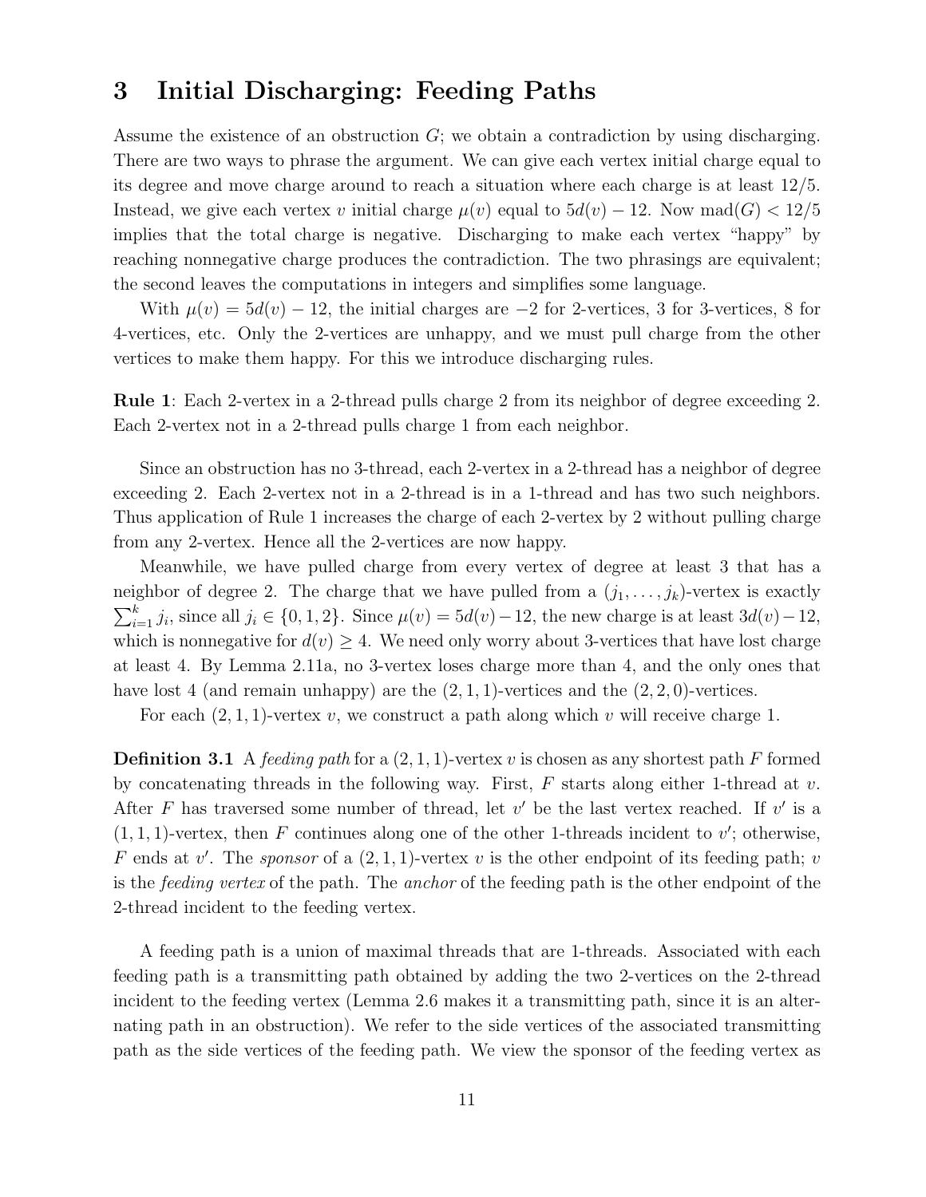## 3 Initial Discharging: Feeding Paths

Assume the existence of an obstruction $G$; we obtain a contradiction by using discharging. There are two ways to phrase the argument. We can give each vertex initial charge equal to its degree and move charge around to reach a situation where each charge is at least $12/5$. Instead, we give each vertex $v$ initial charge $\mu(v)$ equal to $5d(v) - 12$. Now $\text{mad}(G) < 12/5$ implies that the total charge is negative. Discharging to make each vertex "happy" by reaching nonnegative charge produces the contradiction. The two phrasings are equivalent; the second leaves the computations in integers and simplifies some language.

With $\mu(v) = 5d(v) - 12$, the initial charges are $-2$ for 2-vertices, 3 for 3-vertices, 8 for 4-vertices, etc. Only the 2-vertices are unhappy, and we must pull charge from the other vertices to make them happy. For this we introduce discharging rules.

**Rule 1**: Each 2-vertex in a 2-thread pulls charge 2 from its neighbor of degree exceeding 2. Each 2-vertex not in a 2-thread pulls charge 1 from each neighbor.

Since an obstruction has no 3-thread, each 2-vertex in a 2-thread has a neighbor of degree exceeding 2. Each 2-vertex not in a 2-thread is in a 1-thread and has two such neighbors. Thus application of Rule 1 increases the charge of each 2-vertex by 2 without pulling charge from any 2-vertex. Hence all the 2-vertices are now happy.

Meanwhile, we have pulled charge from every vertex of degree at least 3 that has a neighbor of degree 2. The charge that we have pulled from a $(j_1, \ldots, j_k)$-vertex is exactly $\sum_{i=1}^{k} j_i$, since all $j_i \in \{0, 1, 2\}$. Since $\mu(v) = 5d(v) - 12$, the new charge is at least $3d(v) - 12$, which is nonnegative for $d(v) \geq 4$. We need only worry about 3-vertices that have lost charge at least 4. By Lemma 2.11a, no 3-vertex loses charge more than 4, and the only ones that have lost 4 (and remain unhappy) are the $(2, 1, 1)$-vertices and the $(2, 2, 0)$-vertices.

For each $(2, 1, 1)$-vertex $v$, we construct a path along which $v$ will receive charge 1.

**Definition 3.1** A *feeding path* for a $(2, 1, 1)$-vertex $v$ is chosen as any shortest path $F$ formed by concatenating threads in the following way. First, $F$ starts along either 1-thread at $v$. After $F$ has traversed some number of thread, let $v'$ be the last vertex reached. If $v'$ is a $(1, 1, 1)$-vertex, then $F$ continues along one of the other 1-threads incident to $v'$; otherwise, $F$ ends at $v'$. The *sponsor* of a $(2, 1, 1)$-vertex $v$ is the other endpoint of its feeding path; $v$ is the *feeding vertex* of the path. The *anchor* of the feeding path is the other endpoint of the 2-thread incident to the feeding vertex.

A feeding path is a union of maximal threads that are 1-threads. Associated with each feeding path is a transmitting path obtained by adding the two 2-vertices on the 2-thread incident to the feeding vertex (Lemma 2.6 makes it a transmitting path, since it is an alternating path in an obstruction). We refer to the side vertices of the associated transmitting path as the side vertices of the feeding path. We view the sponsor of the feeding vertex as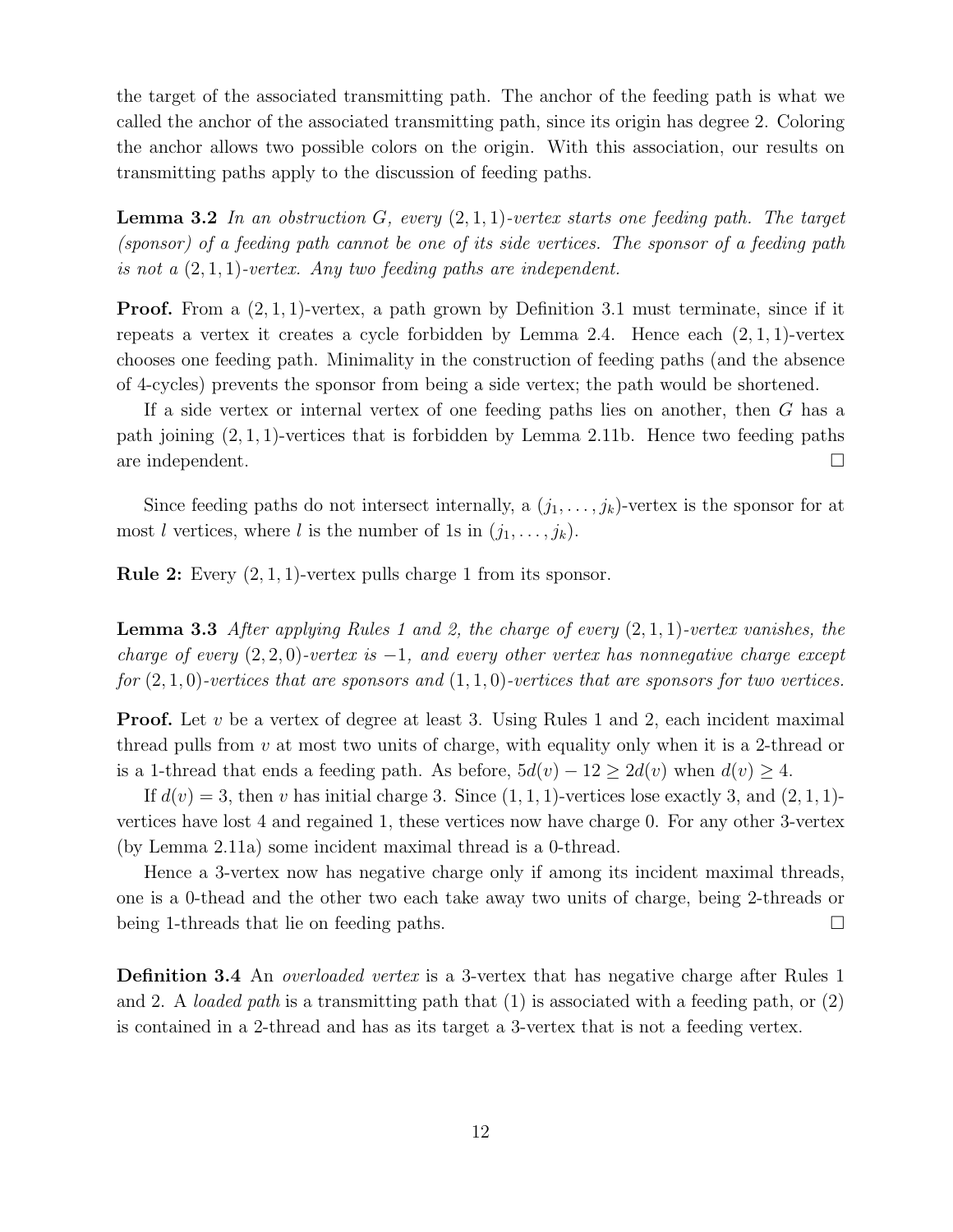the target of the associated transmitting path. The anchor of the feeding path is what we called the anchor of the associated transmitting path, since its origin has degree 2. Coloring the anchor allows two possible colors on the origin. With this association, our results on transmitting paths apply to the discussion of feeding paths.

**Lemma 3.2** *In an obstruction $G$, every $(2,1,1)$-vertex starts one feeding path. The target (sponsor) of a feeding path cannot be one of its side vertices. The sponsor of a feeding path is not a $(2,1,1)$-vertex. Any two feeding paths are independent.*

**Proof.** From a $(2,1,1)$-vertex, a path grown by Definition 3.1 must terminate, since if it repeats a vertex it creates a cycle forbidden by Lemma 2.4. Hence each $(2,1,1)$-vertex chooses one feeding path. Minimality in the construction of feeding paths (and the absence of 4-cycles) prevents the sponsor from being a side vertex; the path would be shortened.

If a side vertex or internal vertex of one feeding paths lies on another, then $G$ has a path joining $(2,1,1)$-vertices that is forbidden by Lemma 2.11b. Hence two feeding paths are independent. □

Since feeding paths do not intersect internally, a $(j_1,\ldots,j_k)$-vertex is the sponsor for at most $l$ vertices, where $l$ is the number of 1s in $(j_1,\ldots,j_k)$.

**Rule 2:** Every $(2,1,1)$-vertex pulls charge 1 from its sponsor.

**Lemma 3.3** *After applying Rules 1 and 2, the charge of every $(2,1,1)$-vertex vanishes, the charge of every $(2,2,0)$-vertex is $-1$, and every other vertex has nonnegative charge except for $(2,1,0)$-vertices that are sponsors and $(1,1,0)$-vertices that are sponsors for two vertices.*

**Proof.** Let $v$ be a vertex of degree at least 3. Using Rules 1 and 2, each incident maximal thread pulls from $v$ at most two units of charge, with equality only when it is a 2-thread or is a 1-thread that ends a feeding path. As before, $5d(v)-12 \geq 2d(v)$ when $d(v) \geq 4$.

If $d(v)=3$, then $v$ has initial charge 3. Since $(1,1,1)$-vertices lose exactly 3, and $(2,1,1)$-vertices have lost 4 and regained 1, these vertices now have charge 0. For any other 3-vertex (by Lemma 2.11a) some incident maximal thread is a 0-thread.

Hence a 3-vertex now has negative charge only if among its incident maximal threads, one is a 0-thead and the other two each take away two units of charge, being 2-threads or being 1-threads that lie on feeding paths. □

**Definition 3.4** An *overloaded vertex* is a 3-vertex that has negative charge after Rules 1 and 2. A *loaded path* is a transmitting path that (1) is associated with a feeding path, or (2) is contained in a 2-thread and has as its target a 3-vertex that is not a feeding vertex.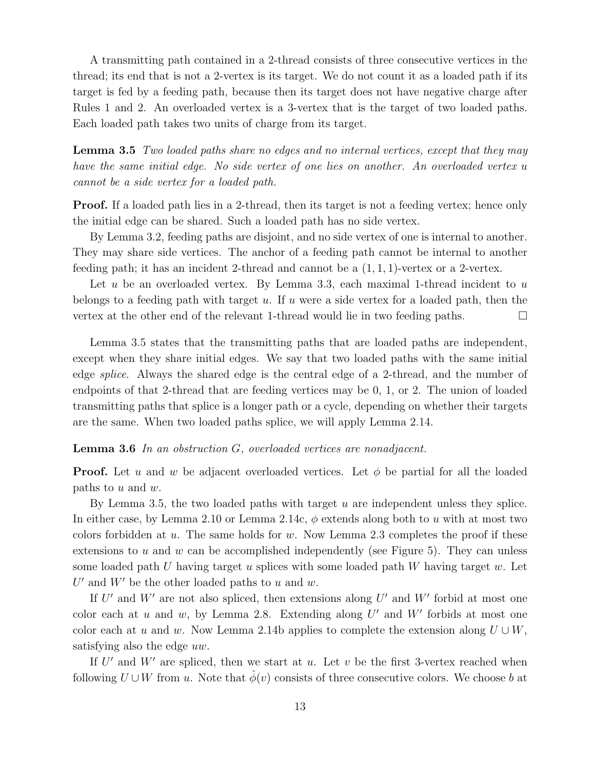A transmitting path contained in a 2-thread consists of three consecutive vertices in the thread; its end that is not a 2-vertex is its target. We do not count it as a loaded path if its target is fed by a feeding path, because then its target does not have negative charge after Rules 1 and 2. An overloaded vertex is a 3-vertex that is the target of two loaded paths. Each loaded path takes two units of charge from its target.

**Lemma 3.5** *Two loaded paths share no edges and no internal vertices, except that they may have the same initial edge. No side vertex of one lies on another. An overloaded vertex $u$ cannot be a side vertex for a loaded path.*

**Proof.** If a loaded path lies in a 2-thread, then its target is not a feeding vertex; hence only the initial edge can be shared. Such a loaded path has no side vertex.

By Lemma 3.2, feeding paths are disjoint, and no side vertex of one is internal to another. They may share side vertices. The anchor of a feeding path cannot be internal to another feeding path; it has an incident 2-thread and cannot be a $(1,1,1)$-vertex or a 2-vertex.

Let $u$ be an overloaded vertex. By Lemma 3.3, each maximal 1-thread incident to $u$ belongs to a feeding path with target $u$. If $u$ were a side vertex for a loaded path, then the vertex at the other end of the relevant 1-thread would lie in two feeding paths. □

Lemma 3.5 states that the transmitting paths that are loaded paths are independent, except when they share initial edges. We say that two loaded paths with the same initial edge *splice*. Always the shared edge is the central edge of a 2-thread, and the number of endpoints of that 2-thread that are feeding vertices may be 0, 1, or 2. The union of loaded transmitting paths that splice is a longer path or a cycle, depending on whether their targets are the same. When two loaded paths splice, we will apply Lemma 2.14.

**Lemma 3.6** *In an obstruction $G$, overloaded vertices are nonadjacent.*

**Proof.** Let $u$ and $w$ be adjacent overloaded vertices. Let $\phi$ be partial for all the loaded paths to $u$ and $w$.

By Lemma 3.5, the two loaded paths with target $u$ are independent unless they splice. In either case, by Lemma 2.10 or Lemma 2.14c, $\phi$ extends along both to $u$ with at most two colors forbidden at $u$. The same holds for $w$. Now Lemma 2.3 completes the proof if these extensions to $u$ and $w$ can be accomplished independently (see Figure 5). They can unless some loaded path $U$ having target $u$ splices with some loaded path $W$ having target $w$. Let $U'$ and $W'$ be the other loaded paths to $u$ and $w$.

If $U'$ and $W'$ are not also spliced, then extensions along $U'$ and $W'$ forbid at most one color each at $u$ and $w$, by Lemma 2.8. Extending along $U'$ and $W'$ forbids at most one color each at $u$ and $w$. Now Lemma 2.14b applies to complete the extension along $U \cup W$, satisfying also the edge $uw$.

If $U'$ and $W'$ are spliced, then we start at $u$. Let $v$ be the first 3-vertex reached when following $U \cup W$ from $u$. Note that $\hat{\phi}(v)$ consists of three consecutive colors. We choose $b$ at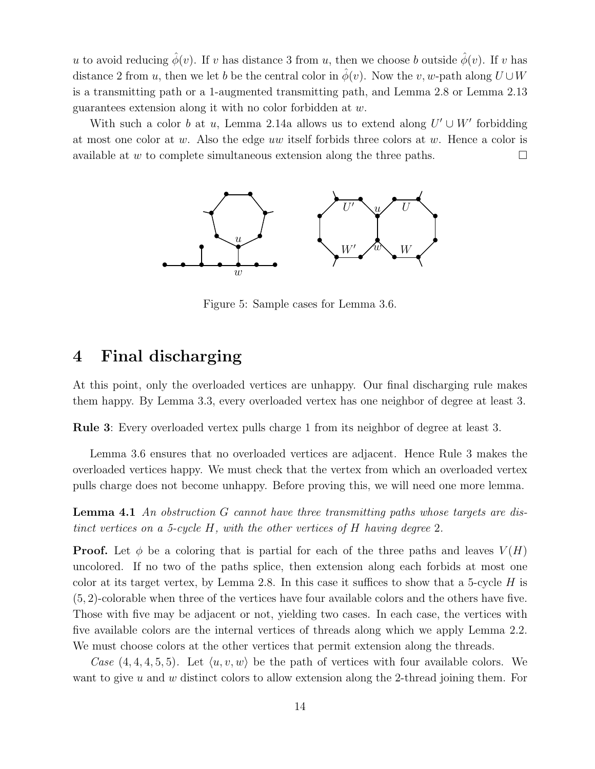$u$ to avoid reducing $\hat{\phi}(v)$. If $v$ has distance 3 from $u$, then we choose $b$ outside $\hat{\phi}(v)$. If $v$ has distance 2 from $u$, then we let $b$ be the central color in $\hat{\phi}(v)$. Now the $v, w$-path along $U \cup W$ is a transmitting path or a 1-augmented transmitting path, and Lemma 2.8 or Lemma 2.13 guarantees extension along it with no color forbidden at $w$.

With such a color $b$ at $u$, Lemma 2.14a allows us to extend along $U' \cup W'$ forbidding at most one color at $w$. Also the edge $uw$ itself forbids three colors at $w$. Hence a color is available at $w$ to complete simultaneous extension along the three paths. □

Figure 5: Sample cases for Lemma 3.6.

# 4 Final discharging

At this point, only the overloaded vertices are unhappy. Our final discharging rule makes them happy. By Lemma 3.3, every overloaded vertex has one neighbor of degree at least 3.

**Rule 3**: Every overloaded vertex pulls charge 1 from its neighbor of degree at least 3.

Lemma 3.6 ensures that no overloaded vertices are adjacent. Hence Rule 3 makes the overloaded vertices happy. We must check that the vertex from which an overloaded vertex pulls charge does not become unhappy. Before proving this, we will need one more lemma.

**Lemma 4.1** *An obstruction $G$ cannot have three transmitting paths whose targets are distinct vertices on a 5-cycle $H$, with the other vertices of $H$ having degree 2.*

**Proof.** Let $\phi$ be a coloring that is partial for each of the three paths and leaves $V(H)$ uncolored. If no two of the paths splice, then extension along each forbids at most one color at its target vertex, by Lemma 2.8. In this case it suffices to show that a 5-cycle $H$ is $(5, 2)$-colorable when three of the vertices have four available colors and the others have five. Those with five may be adjacent or not, yielding two cases. In each case, the vertices with five available colors are the internal vertices of threads along which we apply Lemma 2.2. We must choose colors at the other vertices that permit extension along the threads.

*Case* $(4, 4, 4, 5, 5)$. Let $\langle u, v, w \rangle$ be the path of vertices with four available colors. We want to give $u$ and $w$ distinct colors to allow extension along the 2-thread joining them. For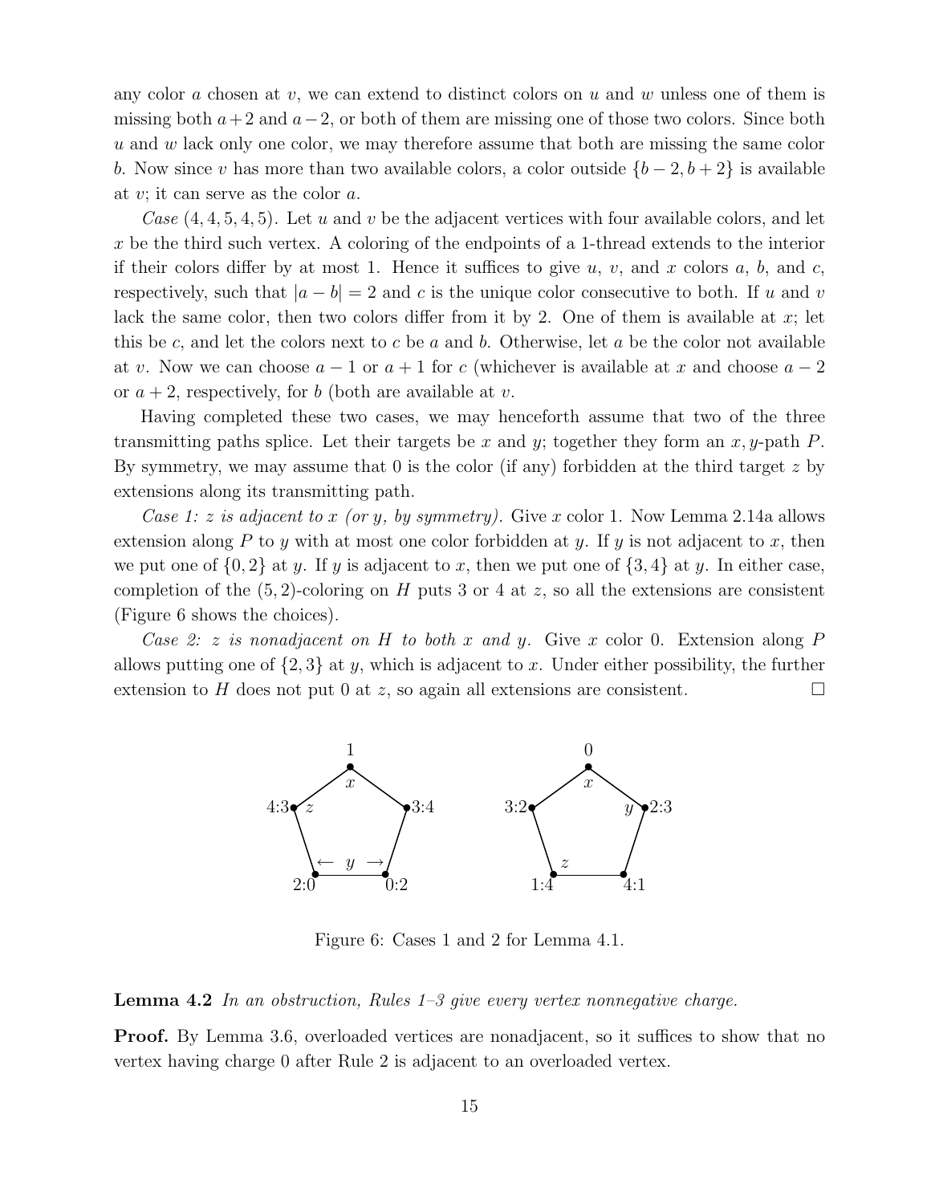any color $a$ chosen at $v$, we can extend to distinct colors on $u$ and $w$ unless one of them is missing both $a+2$ and $a-2$, or both of them are missing one of those two colors. Since both $u$ and $w$ lack only one color, we may therefore assume that both are missing the same color $b$. Now since $v$ has more than two available colors, a color outside $\{b-2, b+2\}$ is available at $v$; it can serve as the color $a$.

*Case* $(4,4,5,4,5)$. Let $u$ and $v$ be the adjacent vertices with four available colors, and let $x$ be the third such vertex. A coloring of the endpoints of a 1-thread extends to the interior if their colors differ by at most 1. Hence it suffices to give $u$, $v$, and $x$ colors $a$, $b$, and $c$, respectively, such that $|a-b| = 2$ and $c$ is the unique color consecutive to both. If $u$ and $v$ lack the same color, then two colors differ from it by 2. One of them is available at $x$; let this be $c$, and let the colors next to $c$ be $a$ and $b$. Otherwise, let $a$ be the color not available at $v$. Now we can choose $a-1$ or $a+1$ for $c$ (whichever is available at $x$ and choose $a-2$ or $a+2$, respectively, for $b$ (both are available at $v$.

Having completed these two cases, we may henceforth assume that two of the three transmitting paths splice. Let their targets be $x$ and $y$; together they form an $x,y$-path $P$. By symmetry, we may assume that 0 is the color (if any) forbidden at the third target $z$ by extensions along its transmitting path.

*Case 1: $z$ is adjacent to $x$ (or $y$, by symmetry).* Give $x$ color 1. Now Lemma 2.14a allows extension along $P$ to $y$ with at most one color forbidden at $y$. If $y$ is not adjacent to $x$, then we put one of $\{0,2\}$ at $y$. If $y$ is adjacent to $x$, then we put one of $\{3,4\}$ at $y$. In either case, completion of the $(5,2)$-coloring on $H$ puts 3 or 4 at $z$, so all the extensions are consistent (Figure 6 shows the choices).

*Case 2: $z$ is nonadjacent on $H$ to both $x$ and $y$.* Give $x$ color 0. Extension along $P$ allows putting one of $\{2,3\}$ at $y$, which is adjacent to $x$. Under either possibility, the further extension to $H$ does not put 0 at $z$, so again all extensions are consistent. $\square$

Figure 6: Cases 1 and 2 for Lemma 4.1.

**Lemma 4.2** *In an obstruction, Rules 1–3 give every vertex nonnegative charge.*

**Proof.** By Lemma 3.6, overloaded vertices are nonadjacent, so it suffices to show that no vertex having charge 0 after Rule 2 is adjacent to an overloaded vertex.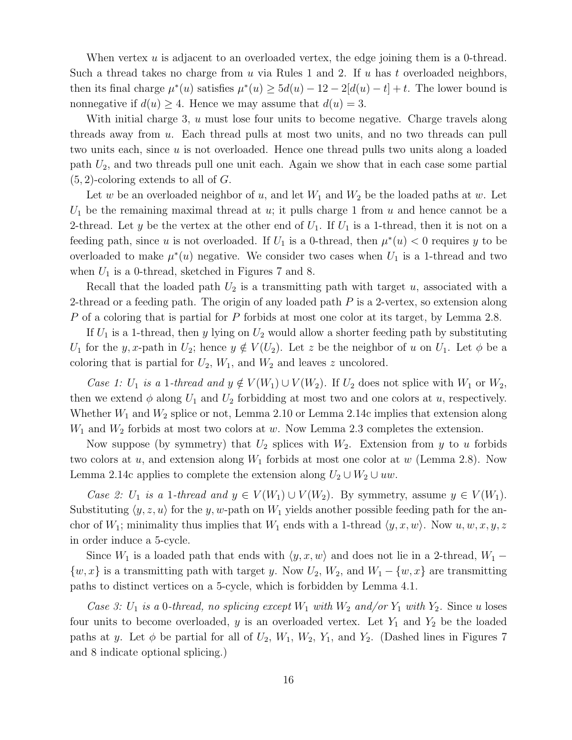When vertex $u$ is adjacent to an overloaded vertex, the edge joining them is a 0-thread. Such a thread takes no charge from $u$ via Rules 1 and 2. If $u$ has $t$ overloaded neighbors, then its final charge $\mu^*(u)$ satisfies $\mu^*(u) \geq 5d(u) - 12 - 2[d(u) - t] + t$. The lower bound is nonnegative if $d(u) \geq 4$. Hence we may assume that $d(u) = 3$.

With initial charge 3, $u$ must lose four units to become negative. Charge travels along threads away from $u$. Each thread pulls at most two units, and no two threads can pull two units each, since $u$ is not overloaded. Hence one thread pulls two units along a loaded path $U_2$, and two threads pull one unit each. Again we show that in each case some partial $(5, 2)$-coloring extends to all of $G$.

Let $w$ be an overloaded neighbor of $u$, and let $W_1$ and $W_2$ be the loaded paths at $w$. Let $U_1$ be the remaining maximal thread at $u$; it pulls charge 1 from $u$ and hence cannot be a 2-thread. Let $y$ be the vertex at the other end of $U_1$. If $U_1$ is a 1-thread, then it is not on a feeding path, since $u$ is not overloaded. If $U_1$ is a 0-thread, then $\mu^*(u) < 0$ requires $y$ to be overloaded to make $\mu^*(u)$ negative. We consider two cases when $U_1$ is a 1-thread and two when $U_1$ is a 0-thread, sketched in Figures 7 and 8.

Recall that the loaded path $U_2$ is a transmitting path with target $u$, associated with a 2-thread or a feeding path. The origin of any loaded path $P$ is a 2-vertex, so extension along $P$ of a coloring that is partial for $P$ forbids at most one color at its target, by Lemma 2.8.

If $U_1$ is a 1-thread, then $y$ lying on $U_2$ would allow a shorter feeding path by substituting $U_1$ for the $y, x$-path in $U_2$; hence $y \notin V(U_2)$. Let $z$ be the neighbor of $u$ on $U_1$. Let $\phi$ be a coloring that is partial for $U_2$, $W_1$, and $W_2$ and leaves $z$ uncolored.

*Case 1: $U_1$ is a 1-thread and $y \notin V(W_1) \cup V(W_2)$.* If $U_2$ does not splice with $W_1$ or $W_2$, then we extend $\phi$ along $U_1$ and $U_2$ forbidding at most two and one colors at $u$, respectively. Whether $W_1$ and $W_2$ splice or not, Lemma 2.10 or Lemma 2.14c implies that extension along $W_1$ and $W_2$ forbids at most two colors at $w$. Now Lemma 2.3 completes the extension.

Now suppose (by symmetry) that $U_2$ splices with $W_2$. Extension from $y$ to $u$ forbids two colors at $u$, and extension along $W_1$ forbids at most one color at $w$ (Lemma 2.8). Now Lemma 2.14c applies to complete the extension along $U_2 \cup W_2 \cup uw$.

*Case 2: $U_1$ is a 1-thread and $y \in V(W_1) \cup V(W_2)$.* By symmetry, assume $y \in V(W_1)$. Substituting $\langle y, z, u\rangle$ for the $y, w$-path on $W_1$ yields another possible feeding path for the anchor of $W_1$; minimality thus implies that $W_1$ ends with a 1-thread $\langle y, x, w\rangle$. Now $u, w, x, y, z$ in order induce a 5-cycle.

Since $W_1$ is a loaded path that ends with $\langle y, x, w\rangle$ and does not lie in a 2-thread, $W_1 - \{w, x\}$ is a transmitting path with target $y$. Now $U_2$, $W_2$, and $W_1 - \{w, x\}$ are transmitting paths to distinct vertices on a 5-cycle, which is forbidden by Lemma 4.1.

*Case 3: $U_1$ is a 0-thread, no splicing except $W_1$ with $W_2$ and/or $Y_1$ with $Y_2$.* Since $u$ loses four units to become overloaded, $y$ is an overloaded vertex. Let $Y_1$ and $Y_2$ be the loaded paths at $y$. Let $\phi$ be partial for all of $U_2$, $W_1$, $W_2$, $Y_1$, and $Y_2$. (Dashed lines in Figures 7 and 8 indicate optional splicing.)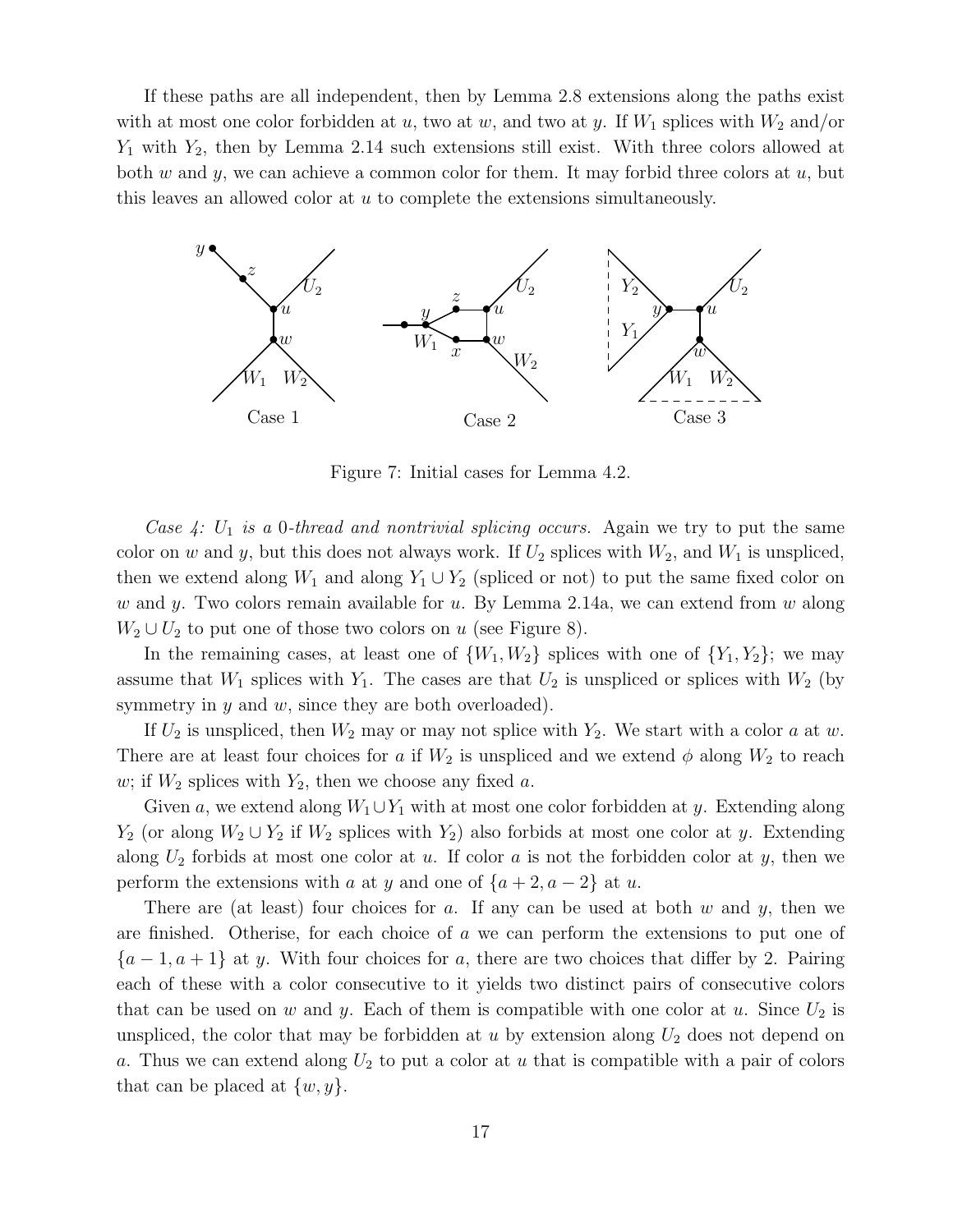If these paths are all independent, then by Lemma 2.8 extensions along the paths exist with at most one color forbidden at $u$, two at $w$, and two at $y$. If $W_1$ splices with $W_2$ and/or $Y_1$ with $Y_2$, then by Lemma 2.14 such extensions still exist. With three colors allowed at both $w$ and $y$, we can achieve a common color for them. It may forbid three colors at $u$, but this leaves an allowed color at $u$ to complete the extensions simultaneously.

Figure 7: Initial cases for Lemma 4.2.

*Case 4: $U_1$ is a 0-thread and nontrivial splicing occurs.* Again we try to put the same color on $w$ and $y$, but this does not always work. If $U_2$ splices with $W_2$, and $W_1$ is unspliced, then we extend along $W_1$ and along $Y_1 \cup Y_2$ (spliced or not) to put the same fixed color on $w$ and $y$. Two colors remain available for $u$. By Lemma 2.14a, we can extend from $w$ along $W_2 \cup U_2$ to put one of those two colors on $u$ (see Figure 8).

In the remaining cases, at least one of $\{W_1, W_2\}$ splices with one of $\{Y_1, Y_2\}$; we may assume that $W_1$ splices with $Y_1$. The cases are that $U_2$ is unspliced or splices with $W_2$ (by symmetry in $y$ and $w$, since they are both overloaded).

If $U_2$ is unspliced, then $W_2$ may or may not splice with $Y_2$. We start with a color $a$ at $w$. There are at least four choices for $a$ if $W_2$ is unspliced and we extend $\phi$ along $W_2$ to reach $w$; if $W_2$ splices with $Y_2$, then we choose any fixed $a$.

Given $a$, we extend along $W_1 \cup Y_1$ with at most one color forbidden at $y$. Extending along $Y_2$ (or along $W_2 \cup Y_2$ if $W_2$ splices with $Y_2$) also forbids at most one color at $y$. Extending along $U_2$ forbids at most one color at $u$. If color $a$ is not the forbidden color at $y$, then we perform the extensions with $a$ at $y$ and one of $\{a + 2, a - 2\}$ at $u$.

There are (at least) four choices for $a$. If any can be used at both $w$ and $y$, then we are finished. Otherise, for each choice of $a$ we can perform the extensions to put one of $\{a - 1, a + 1\}$ at $y$. With four choices for $a$, there are two choices that differ by 2. Pairing each of these with a color consecutive to it yields two distinct pairs of consecutive colors that can be used on $w$ and $y$. Each of them is compatible with one color at $u$. Since $U_2$ is unspliced, the color that may be forbidden at $u$ by extension along $U_2$ does not depend on $a$. Thus we can extend along $U_2$ to put a color at $u$ that is compatible with a pair of colors that can be placed at $\{w, y\}$.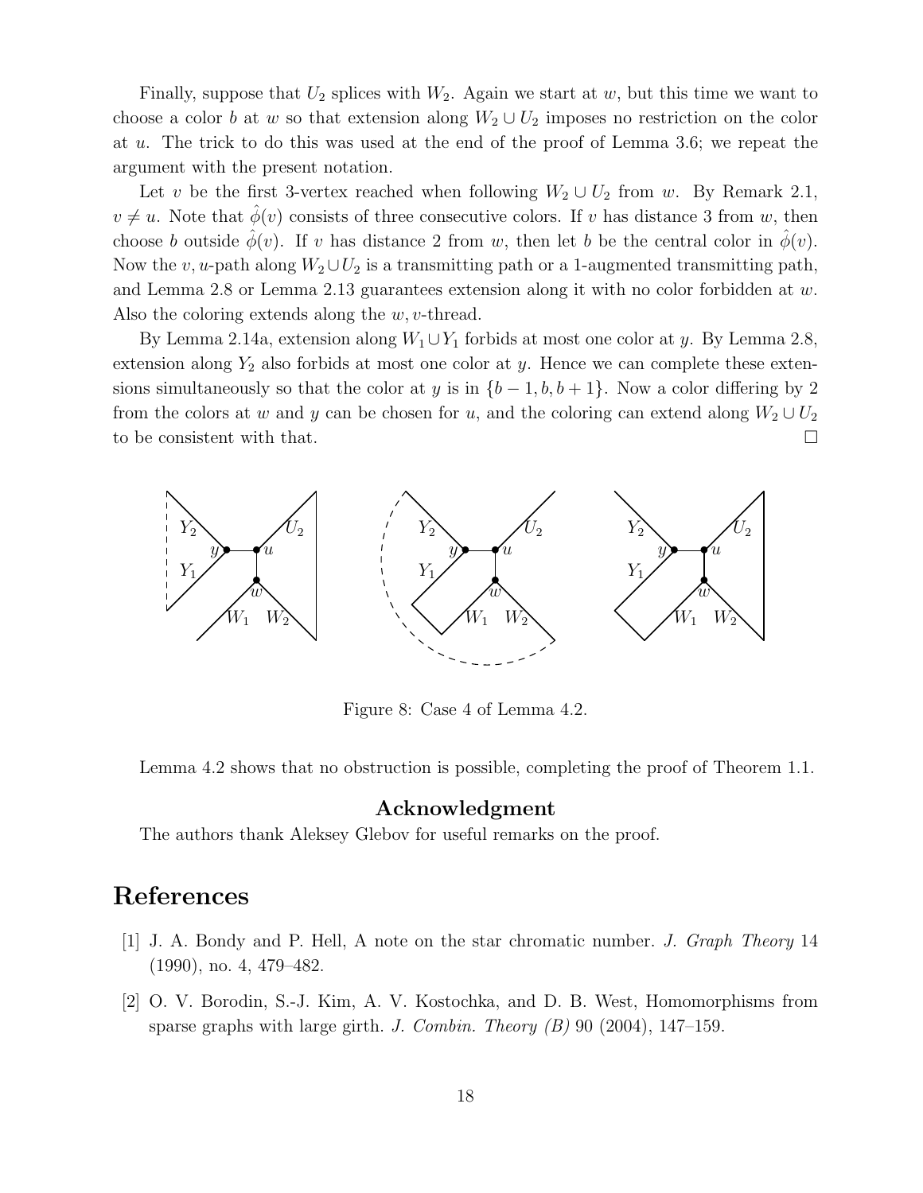Finally, suppose that $U_2$ splices with $W_2$. Again we start at $w$, but this time we want to choose a color $b$ at $w$ so that extension along $W_2 \cup U_2$ imposes no restriction on the color at $u$. The trick to do this was used at the end of the proof of Lemma 3.6; we repeat the argument with the present notation.

Let $v$ be the first 3-vertex reached when following $W_2 \cup U_2$ from $w$. By Remark 2.1, $v \neq u$. Note that $\hat{\phi}(v)$ consists of three consecutive colors. If $v$ has distance 3 from $w$, then choose $b$ outside $\hat{\phi}(v)$. If $v$ has distance 2 from $w$, then let $b$ be the central color in $\hat{\phi}(v)$. Now the $v, u$-path along $W_2 \cup U_2$ is a transmitting path or a 1-augmented transmitting path, and Lemma 2.8 or Lemma 2.13 guarantees extension along it with no color forbidden at $w$. Also the coloring extends along the $w, v$-thread.

By Lemma 2.14a, extension along $W_1 \cup Y_1$ forbids at most one color at $y$. By Lemma 2.8, extension along $Y_2$ also forbids at most one color at $y$. Hence we can complete these extensions simultaneously so that the color at $y$ is in $\{b-1, b, b+1\}$. Now a color differing by 2 from the colors at $w$ and $y$ can be chosen for $u$, and the coloring can extend along $W_2 \cup U_2$ to be consistent with that. □

Figure 8: Case 4 of Lemma 4.2.

Lemma 4.2 shows that no obstruction is possible, completing the proof of Theorem 1.1.

## Acknowledgment

The authors thank Aleksey Glebov for useful remarks on the proof.

# References

[1] J. A. Bondy and P. Hell, A note on the star chromatic number. *J. Graph Theory* 14 (1990), no. 4, 479–482.

[2] O. V. Borodin, S.-J. Kim, A. V. Kostochka, and D. B. West, Homomorphisms from sparse graphs with large girth. *J. Combin. Theory (B)* 90 (2004), 147–159.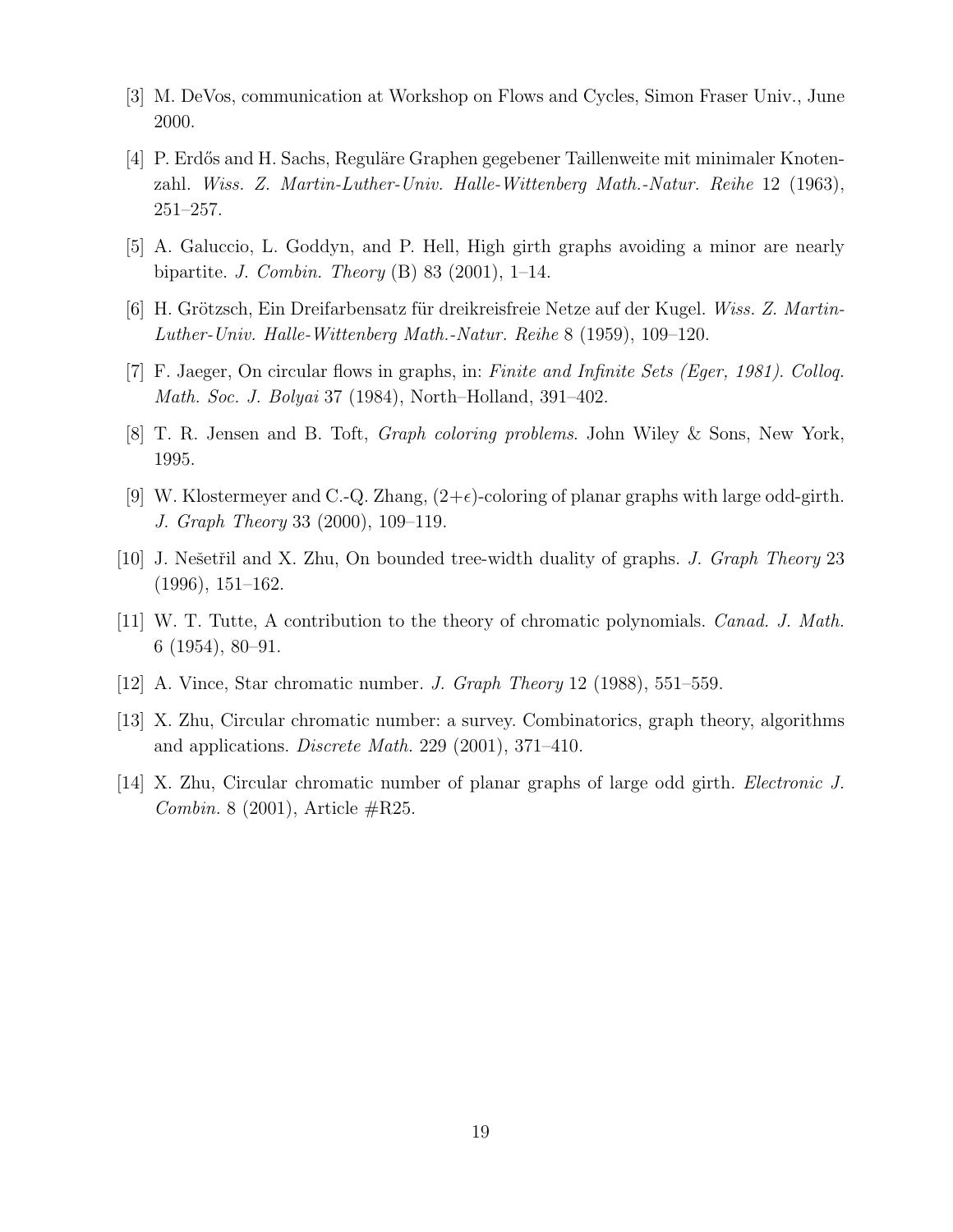[3] M. DeVos, communication at Workshop on Flows and Cycles, Simon Fraser Univ., June 2000.

[4] P. Erdős and H. Sachs, Reguläre Graphen gegebener Taillenweite mit minimaler Knotenzahl. *Wiss. Z. Martin-Luther-Univ. Halle-Wittenberg Math.-Natur. Reihe* 12 (1963), 251–257.

[5] A. Galuccio, L. Goddyn, and P. Hell, High girth graphs avoiding a minor are nearly bipartite. *J. Combin. Theory* (B) 83 (2001), 1–14.

[6] H. Grötzsch, Ein Dreifarbensatz für dreikreisfreie Netze auf der Kugel. *Wiss. Z. Martin-Luther-Univ. Halle-Wittenberg Math.-Natur. Reihe* 8 (1959), 109–120.

[7] F. Jaeger, On circular flows in graphs, in: *Finite and Infinite Sets (Eger, 1981). Colloq. Math. Soc. J. Bolyai* 37 (1984), North–Holland, 391–402.

[8] T. R. Jensen and B. Toft, *Graph coloring problems*. John Wiley & Sons, New York, 1995.

[9] W. Klostermeyer and C.-Q. Zhang, $(2+\epsilon)$-coloring of planar graphs with large odd-girth. *J. Graph Theory* 33 (2000), 109–119.

[10] J. Nešetřil and X. Zhu, On bounded tree-width duality of graphs. *J. Graph Theory* 23 (1996), 151–162.

[11] W. T. Tutte, A contribution to the theory of chromatic polynomials. *Canad. J. Math.* 6 (1954), 80–91.

[12] A. Vince, Star chromatic number. *J. Graph Theory* 12 (1988), 551–559.

[13] X. Zhu, Circular chromatic number: a survey. Combinatorics, graph theory, algorithms and applications. *Discrete Math.* 229 (2001), 371–410.

[14] X. Zhu, Circular chromatic number of planar graphs of large odd girth. *Electronic J. Combin.* 8 (2001), Article #R25.